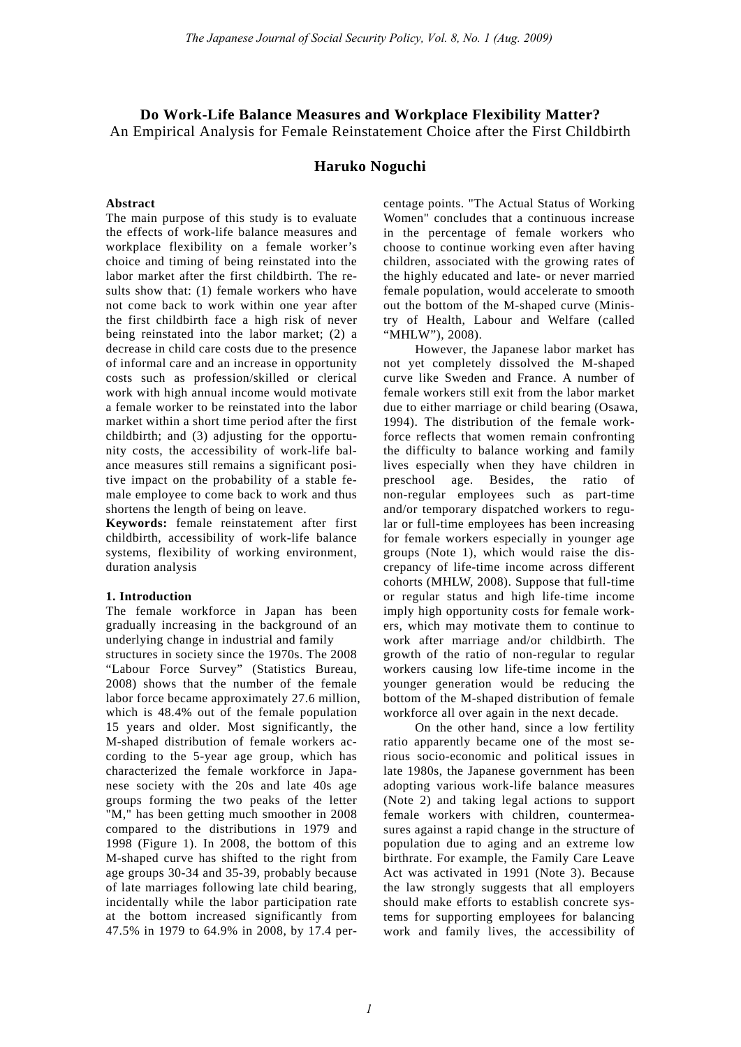# Do Work-Life Balance Measures and Workplace Flexibility Matter?

An Empirical Analysis for Female Reinstatement Choice after the First Childbirth

## Haruko Noguchi

### Abstract

The main purpose of this study is to evaluate the effects of work-life balance measures and workplace flexibility on a female worker's choice and timing of being reinstated into the labor market after the first childbirth. The results show that: (1) female workers who have not come back to work within one year after the first childbirth face a high risk of never being reinstated into the labor market; (2) a decrease in child care costs due to the presence of informal care and an increase in opportunity costs such as profession/skilled or clerical work with high annual income would motivate a female worker to be reinstated into the labor market within a short time period after the first childbirth; and (3) adjusting for the opportunity costs, the accessibility of work-life balance measures still remains a significant positive impact on the probability of a stable female employee to come back to work and thus shortens the length of being on leave.

**Keywords:** female reinstatement after first childbirth, accessibility of work-life balance systems, flexibility of working environment, duration analysis

### 1. Introduction

The female workforce in Japan has been gradually increasing in the background of an underlying change in industrial and family structures in society since the 1970s. The 2008 "Labour Force Survey" (Statistics Bureau, 2008) shows that the number of the female labor force became approximately 27.6 million, which is 48.4% out of the female population 15 years and older. Most significantly, the M-shaped distribution of female workers according to the 5-year age group, which has characterized the female workforce in Japanese society with the 20s and late 40s age groups forming the two peaks of the letter "M," has been getting much smoother in 2008 compared to the distributions in 1979 and 1998 (Figure 1). In 2008, the bottom of this M-shaped curve has shifted to the right from age groups 30-34 and 35-39, probably because of late marriages following late child bearing, incidentally while the labor participation rate at the bottom increased significantly from 47.5% in 1979 to 64.9% in 2008, by 17.4 percentage points. "The Actual Status of Working Women" concludes that a continuous increase in the percentage of female workers who choose to continue working even after having children, associated with the growing rates of the highly educated and late- or never married female population, would accelerate to smooth out the bottom of the M-shaped curve (Ministry of Health, Labour and Welfare (called "MHLW"), 2008).

However, the Japanese labor market has not yet completely dissolved the M-shaped curve like Sweden and France. A number of female workers still exit from the labor market due to either marriage or child bearing (Osawa, 1994). The distribution of the female workforce reflects that women remain confronting the difficulty to balance working and family lives especially when they have children in preschool age. Besides, the ratio of non-regular employees such as part-time and/or temporary dispatched workers to regular or full-time employees has been increasing for female workers especially in younger age groups (Note 1), which would raise the discrepancy of life-time income across different cohorts (MHLW, 2008). Suppose that full-time or regular status and high life-time income imply high opportunity costs for female workers, which may motivate them to continue to work after marriage and/or childbirth. The growth of the ratio of non-regular to regular workers causing low life-time income in the younger generation would be reducing the bottom of the M-shaped distribution of female workforce all over again in the next decade.

On the other hand, since a low fertility ratio apparently became one of the most serious socio-economic and political issues in late 1980s, the Japanese government has been adopting various work-life balance measures (Note 2) and taking legal actions to support female workers with children, countermeasures against a rapid change in the structure of population due to aging and an extreme low birthrate. For example, the Family Care Leave Act was activated in 1991 (Note 3). Because the law strongly suggests that all employers should make efforts to establish concrete systems for supporting employees for balancing work and family lives, the accessibility of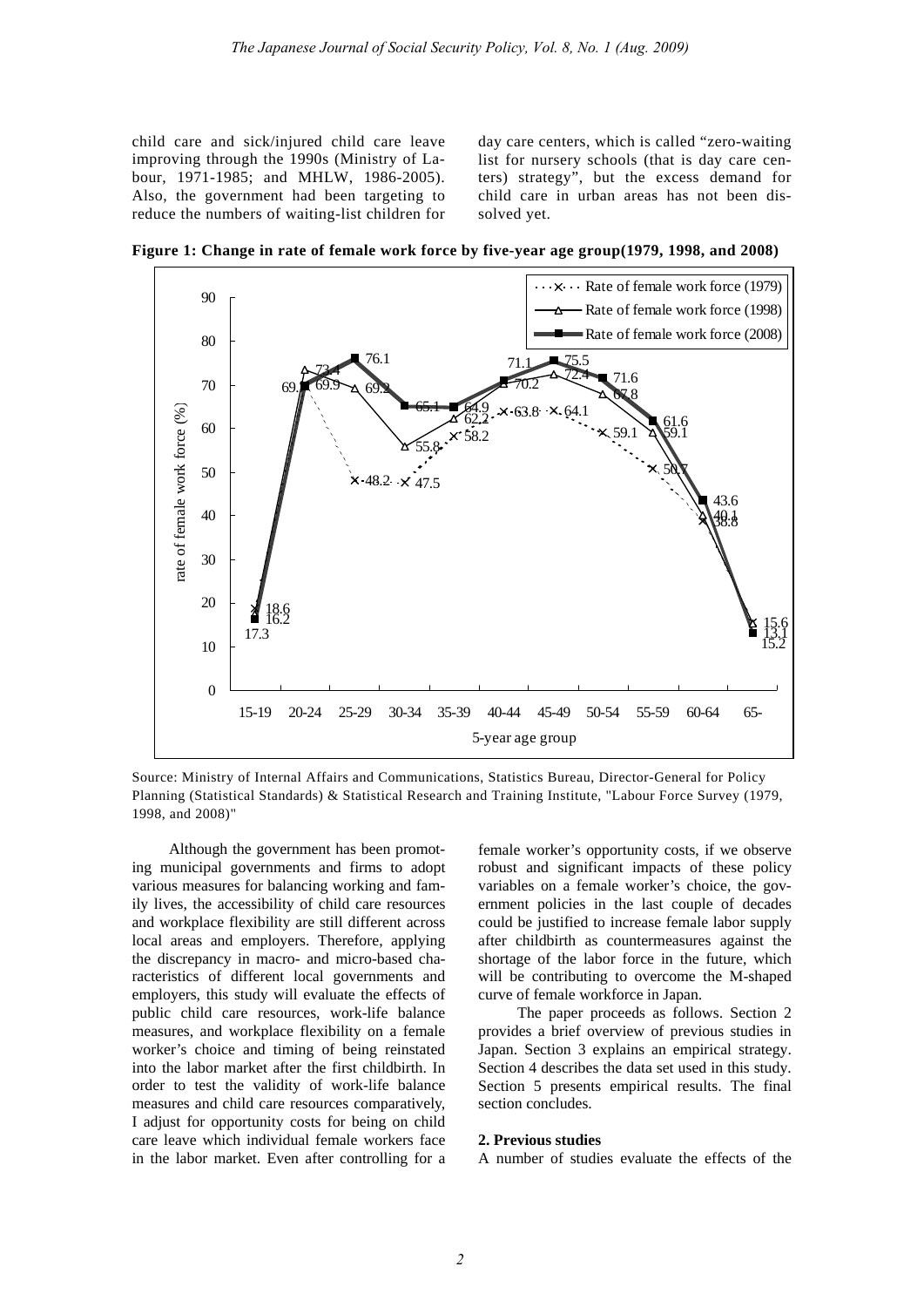child care and sick/injured child care leave improving through the 1990s (Ministry of Labour, 1971-1985; and MHLW, 1986-2005). Also, the government had been targeting to reduce the numbers of waiting-list children for day care centers, which is called "zero-waiting list for nursery schools (that is day care centers) strategy", but the excess demand for child care in urban areas has not been dissolved yet.

**Figure 1: Change in rate of female work force by five-year age group(1979, 1998, and 2008)**

Source: Ministry of Internal Affairs and Communications, Statistics Bureau, Director-General for Policy Planning (Statistical Standards) & Statistical Research and Training Institute, "Labour Force Survey (1979, 1998, and 2008)"

Although the government has been promoting municipal governments and firms to adopt various measures for balancing working and family lives, the accessibility of child care resources and workplace flexibility are still different across local areas and employers. Therefore, applying the discrepancy in macro- and micro-based characteristics of different local governments and employers, this study will evaluate the effects of public child care resources, work-life balance measures, and workplace flexibility on a female worker's choice and timing of being reinstated into the labor market after the first childbirth. In order to test the validity of work-life balance measures and child care resources comparatively, I adjust for opportunity costs for being on child care leave which individual female workers face in the labor market. Even after controlling for a female worker's opportunity costs, if we observe robust and significant impacts of these policy variables on a female worker's choice, the government policies in the last couple of decades could be justified to increase female labor supply after childbirth as countermeasures against the shortage of the labor force in the future, which will be contributing to overcome the M-shaped curve of female workforce in Japan.

The paper proceeds as follows. Section 2 provides a brief overview of previous studies in Japan. Section 3 explains an empirical strategy. Section 4 describes the data set used in this study. Section 5 presents empirical results. The final section concludes.

## 2. Previous studies

A number of studies evaluate the effects of the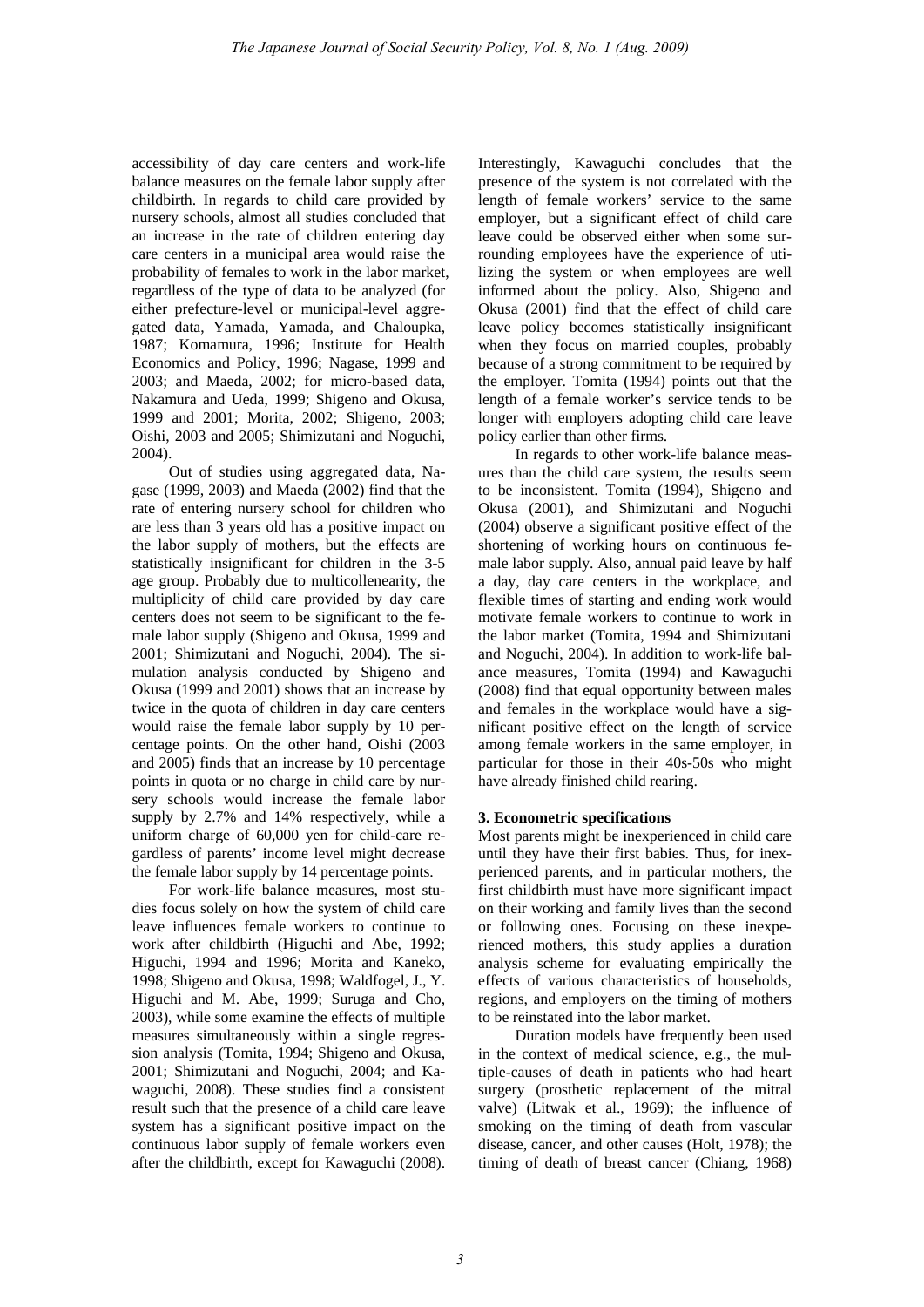accessibility of day care centers and work-life balance measures on the female labor supply after childbirth. In regards to child care provided by nursery schools, almost all studies concluded that an increase in the rate of children entering day care centers in a municipal area would raise the probability of females to work in the labor market, regardless of the type of data to be analyzed (for either prefecture-level or municipal-level aggregated data, Yamada, Yamada, and Chaloupka, 1987; Komamura, 1996; Institute for Health Economics and Policy, 1996; Nagase, 1999 and 2003; and Maeda, 2002; for micro-based data, Nakamura and Ueda, 1999; Shigeno and Okusa, 1999 and 2001; Morita, 2002; Shigeno, 2003; Oishi, 2003 and 2005; Shimizutani and Noguchi, 2004).

Out of studies using aggregated data, Nagase (1999, 2003) and Maeda (2002) find that the rate of entering nursery school for children who are less than 3 years old has a positive impact on the labor supply of mothers, but the effects are statistically insignificant for children in the 3-5 age group. Probably due to multicollenearity, the multiplicity of child care provided by day care centers does not seem to be significant to the female labor supply (Shigeno and Okusa, 1999 and 2001; Shimizutani and Noguchi, 2004). The simulation analysis conducted by Shigeno and Okusa (1999 and 2001) shows that an increase by twice in the quota of children in day care centers would raise the female labor supply by 10 percentage points. On the other hand, Oishi (2003 and 2005) finds that an increase by 10 percentage points in quota or no charge in child care by nursery schools would increase the female labor supply by 2.7% and 14% respectively, while a uniform charge of 60,000 yen for child-care regardless of parents' income level might decrease the female labor supply by 14 percentage points.

For work-life balance measures, most studies focus solely on how the system of child care leave influences female workers to continue to work after childbirth (Higuchi and Abe, 1992; Higuchi, 1994 and 1996; Morita and Kaneko, 1998; Shigeno and Okusa, 1998; Waldfogel, J., Y. Higuchi and M. Abe, 1999; Suruga and Cho, 2003), while some examine the effects of multiple measures simultaneously within a single regression analysis (Tomita, 1994; Shigeno and Okusa, 2001; Shimizutani and Noguchi, 2004; and Kawaguchi, 2008). These studies find a consistent result such that the presence of a child care leave system has a significant positive impact on the continuous labor supply of female workers even after the childbirth, except for Kawaguchi (2008). Interestingly, Kawaguchi concludes that the presence of the system is not correlated with the length of female workers' service to the same employer, but a significant effect of child care leave could be observed either when some surrounding employees have the experience of utilizing the system or when employees are well informed about the policy. Also, Shigeno and Okusa (2001) find that the effect of child care leave policy becomes statistically insignificant when they focus on married couples, probably because of a strong commitment to be required by the employer. Tomita (1994) points out that the length of a female worker's service tends to be longer with employers adopting child care leave policy earlier than other firms.

In regards to other work-life balance measures than the child care system, the results seem to be inconsistent. Tomita (1994), Shigeno and Okusa (2001), and Shimizutani and Noguchi (2004) observe a significant positive effect of the shortening of working hours on continuous female labor supply. Also, annual paid leave by half a day, day care centers in the workplace, and flexible times of starting and ending work would motivate female workers to continue to work in the labor market (Tomita, 1994 and Shimizutani and Noguchi, 2004). In addition to work-life balance measures, Tomita (1994) and Kawaguchi (2008) find that equal opportunity between males and females in the workplace would have a significant positive effect on the length of service among female workers in the same employer, in particular for those in their 40s-50s who might have already finished child rearing.

### 3. Econometric specifications

Most parents might be inexperienced in child care until they have their first babies. Thus, for inexperienced parents, and in particular mothers, the first childbirth must have more significant impact on their working and family lives than the second or following ones. Focusing on these inexperienced mothers, this study applies a duration analysis scheme for evaluating empirically the effects of various characteristics of households, regions, and employers on the timing of mothers to be reinstated into the labor market.

Duration models have frequently been used in the context of medical science, e.g., the multiple-causes of death in patients who had heart surgery (prosthetic replacement of the mitral valve) (Litwak et al., 1969); the influence of smoking on the timing of death from vascular disease, cancer, and other causes (Holt, 1978); the timing of death of breast cancer (Chiang, 1968)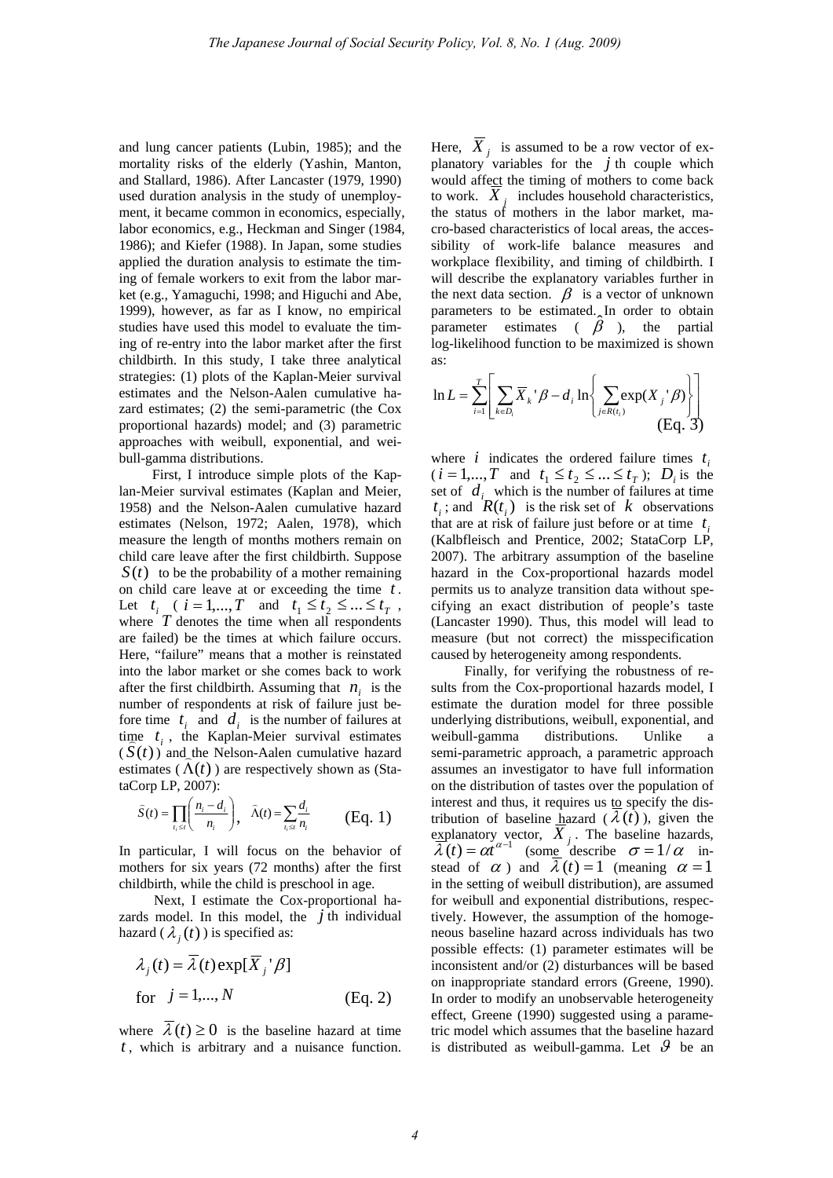and lung cancer patients (Lubin, 1985); and the mortality risks of the elderly (Yashin, Manton, and Stallard, 1986). After Lancaster (1979, 1990) used duration analysis in the study of unemployment, it became common in economics, especially, labor economics, e.g., Heckman and Singer (1984, 1986); and Kiefer (1988). In Japan, some studies applied the duration analysis to estimate the timing of female workers to exit from the labor market (e.g., Yamaguchi, 1998; and Higuchi and Abe, 1999), however, as far as I know, no empirical studies have used this model to evaluate the timing of re-entry into the labor market after the first childbirth. In this study, I take three analytical strategies: (1) plots of the Kaplan-Meier survival estimates and the Nelson-Aalen cumulative hazard estimates; (2) the semi-parametric (the Cox proportional hazards) model; and (3) parametric approaches with weibull, exponential, and weibull-gamma distributions.

First, I introduce simple plots of the Kaplan-Meier survival estimates (Kaplan and Meier, 1958) and the Nelson-Aalen cumulative hazard estimates (Nelson, 1972; Aalen, 1978), which measure the length of months mothers remain on child care leave after the first childbirth. Suppose $S(t)$ to be the probability of a mother remaining on child care leave at or exceeding the time $t$. Let $t_i$ ( $i = 1,...,T$ and $t_1 \le t_2 \le ... \le t_T$ , where $T$ denotes the time when all respondents are failed) be the times at which failure occurs. Here, "failure" means that a mother is reinstated into the labor market or she comes back to work after the first childbirth. Assuming that $n_i$ is the number of respondents at risk of failure just before time $t_i$ and $d_i$ is the number of failures at time $t_i$ , the Kaplan-Meier survival estimates ( $\hat{S}(t)$ ) and the Nelson-Aalen cumulative hazard estimates ( $\hat{\Lambda}(t)$ ) are respectively shown as (StataCorp LP, 2007):

$$\hat{S}(t) = \prod_{t_i \le t} \left( \frac{n_i - d_i}{n_i} \right), \quad \hat{\Lambda}(t) = \sum_{t_i \le t} \frac{d_i}{n_i} \qquad \text{(Eq. 1)}$$

In particular, I will focus on the behavior of mothers for six years (72 months) after the first childbirth, while the child is preschool in age.

Next, I estimate the Cox-proportional hazards model. In this model, the $j$ th individual hazard ( $\lambda_j(t)$ ) is specified as:

$$\lambda_j(t) = \overline{\lambda}(t) \exp[\overline{X}_j ' \beta] \quad \text{for} \quad j = 1,..., N \qquad \text{(Eq. 2)}$$

where $\overline{\lambda}(t) \ge 0$ is the baseline hazard at time $t$, which is arbitrary and a nuisance function. Here, $\overline{X}_j$ is assumed to be a row vector of explanatory variables for the $j$ th couple which would affect the timing of mothers to come back to work. $\overline{X}_j$ includes household characteristics, the status of mothers in the labor market, macro-based characteristics of local areas, the accessibility of work-life balance measures and workplace flexibility, and timing of childbirth. I will describe the explanatory variables further in the next data section. $\beta$ is a vector of unknown parameters to be estimated. In order to obtain parameter estimates ( $\hat{\beta}$ ), the partial log-likelihood function to be maximized is shown as:

$$\ln L = \sum_{i=1}^{T} \left[ \sum_{k \in D_i} \overline{X}_k ' \beta - d_i \ln \left\{ \sum_{j \in R(t_i)} \exp(X_j ' \beta) \right\} \right] \qquad \text{(Eq. 3)}$$

where $i$ indicates the ordered failure times $t_i$ ( $i = 1,...,T$ and $t_1 \le t_2 \le ... \le t_T$ ); $D_i$ is the set of $d_i$ which is the number of failures at time $t_i$ ; and $R(t_i)$ is the risk set of $k$ observations that are at risk of failure just before or at time $t_i$ (Kalbfleisch and Prentice, 2002; StataCorp LP, 2007). The arbitrary assumption of the baseline hazard in the Cox-proportional hazards model permits us to analyze transition data without specifying an exact distribution of people's taste (Lancaster 1990). Thus, this model will lead to measure (but not correct) the misspecification caused by heterogeneity among respondents.

Finally, for verifying the robustness of results from the Cox-proportional hazards model, I estimate the duration model for three possible underlying distributions, weibull, exponential, and weibull-gamma distributions. Unlike a semi-parametric approach, a parametric approach assumes an investigator to have full information on the distribution of tastes over the population of interest and thus, it requires us to specify the distribution of baseline hazard ( $\overline{\lambda}(t)$ ), given the explanatory vector, $\overline{X}_j$ . The baseline hazards, $\overline{\lambda}(t) = \alpha t^{\alpha - 1}$ (some describe $\sigma = 1/\alpha$ instead of $\alpha$ ) and $\overline{\lambda}(t) = 1$ (meaning $\alpha = 1$ in the setting of weibull distribution), are assumed for weibull and exponential distributions, respectively. However, the assumption of the homogeneous baseline hazard across individuals has two possible effects: (1) parameter estimates will be inconsistent and/or (2) disturbances will be based on inappropriate standard errors (Greene, 1990). In order to modify an unobservable heterogeneity effect, Greene (1990) suggested using a parametric model which assumes that the baseline hazard is distributed as weibull-gamma. Let $\vartheta$ be an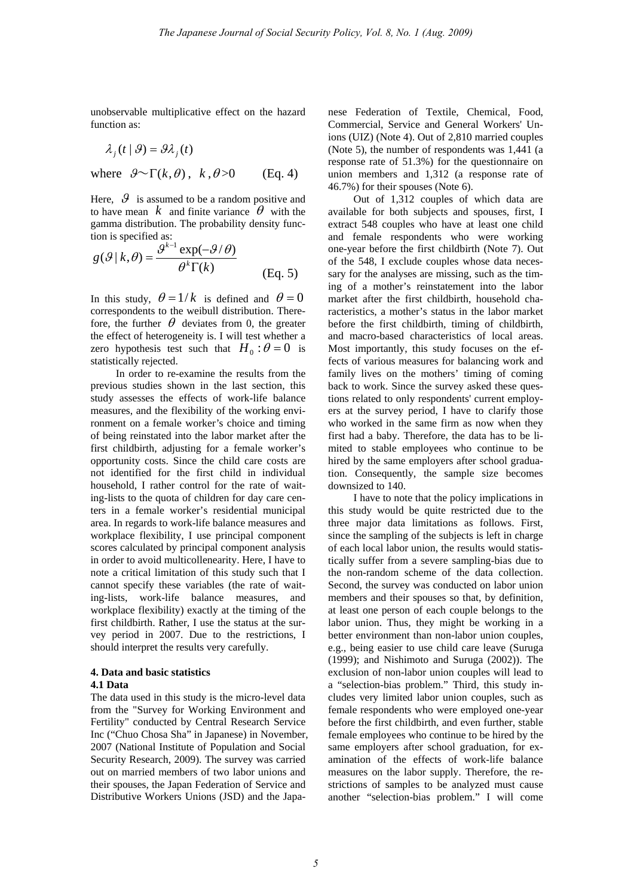unobservable multiplicative effect on the hazard function as:

$$\lambda_j(t \mid \vartheta) = \vartheta \lambda_j(t)$$

$$\text{where} \quad \vartheta \sim \Gamma(k, \theta), \quad k, \theta > 0 \qquad \text{(Eq. 4)}$$

Here, $\vartheta$ is assumed to be a random positive and to have mean $k$ and finite variance $\theta$ with the gamma distribution. The probability density function is specified as:

$$g(\vartheta \mid k, \theta) = \frac{\vartheta^{k-1} \exp(-\vartheta / \theta)}{\theta^k \Gamma(k)} \qquad \text{(Eq. 5)}$$

In this study, $\theta = 1/k$ is defined and $\theta = 0$ correspondents to the weibull distribution. Therefore, the further $\theta$ deviates from 0, the greater the effect of heterogeneity is. I will test whether a zero hypothesis test such that $H_0 : \theta = 0$ is statistically rejected.

In order to re-examine the results from the previous studies shown in the last section, this study assesses the effects of work-life balance measures, and the flexibility of the working environment on a female worker's choice and timing of being reinstated into the labor market after the first childbirth, adjusting for a female worker's opportunity costs. Since the child care costs are not identified for the first child in individual household, I rather control for the rate of waiting-lists to the quota of children for day care centers in a female worker's residential municipal area. In regards to work-life balance measures and workplace flexibility, I use principal component scores calculated by principal component analysis in order to avoid multicollenearity. Here, I have to note a critical limitation of this study such that I cannot specify these variables (the rate of waiting-lists, work-life balance measures, and workplace flexibility) exactly at the timing of the first childbirth. Rather, I use the status at the survey period in 2007. Due to the restrictions, I should interpret the results very carefully.

## 4. Data and basic statistics

### 4.1 Data

The data used in this study is the micro-level data from the "Survey for Working Environment and Fertility" conducted by Central Research Service Inc ("Chuo Chosa Sha" in Japanese) in November, 2007 (National Institute of Population and Social Security Research, 2009). The survey was carried out on married members of two labor unions and their spouses, the Japan Federation of Service and Distributive Workers Unions (JSD) and the Japanese Federation of Textile, Chemical, Food, Commercial, Service and General Workers' Unions (UIZ) (Note 4). Out of 2,810 married couples (Note 5), the number of respondents was 1,441 (a response rate of 51.3%) for the questionnaire on union members and 1,312 (a response rate of 46.7%) for their spouses (Note 6).

Out of 1,312 couples of which data are available for both subjects and spouses, first, I extract 548 couples who have at least one child and female respondents who were working one-year before the first childbirth (Note 7). Out of the 548, I exclude couples whose data necessary for the analyses are missing, such as the timing of a mother's reinstatement into the labor market after the first childbirth, household characteristics, a mother's status in the labor market before the first childbirth, timing of childbirth, and macro-based characteristics of local areas. Most importantly, this study focuses on the effects of various measures for balancing work and family lives on the mothers' timing of coming back to work. Since the survey asked these questions related to only respondents' current employers at the survey period, I have to clarify those who worked in the same firm as now when they first had a baby. Therefore, the data has to be limited to stable employees who continue to be hired by the same employers after school graduation. Consequently, the sample size becomes downsized to 140.

I have to note that the policy implications in this study would be quite restricted due to the three major data limitations as follows. First, since the sampling of the subjects is left in charge of each local labor union, the results would statistically suffer from a severe sampling-bias due to the non-random scheme of the data collection. Second, the survey was conducted on labor union members and their spouses so that, by definition, at least one person of each couple belongs to the labor union. Thus, they might be working in a better environment than non-labor union couples, e.g., being easier to use child care leave (Suruga (1999); and Nishimoto and Suruga (2002)). The exclusion of non-labor union couples will lead to a "selection-bias problem." Third, this study includes very limited labor union couples, such as female respondents who were employed one-year before the first childbirth, and even further, stable female employees who continue to be hired by the same employers after school graduation, for examination of the effects of work-life balance measures on the labor supply. Therefore, the restrictions of samples to be analyzed must cause another "selection-bias problem." I will come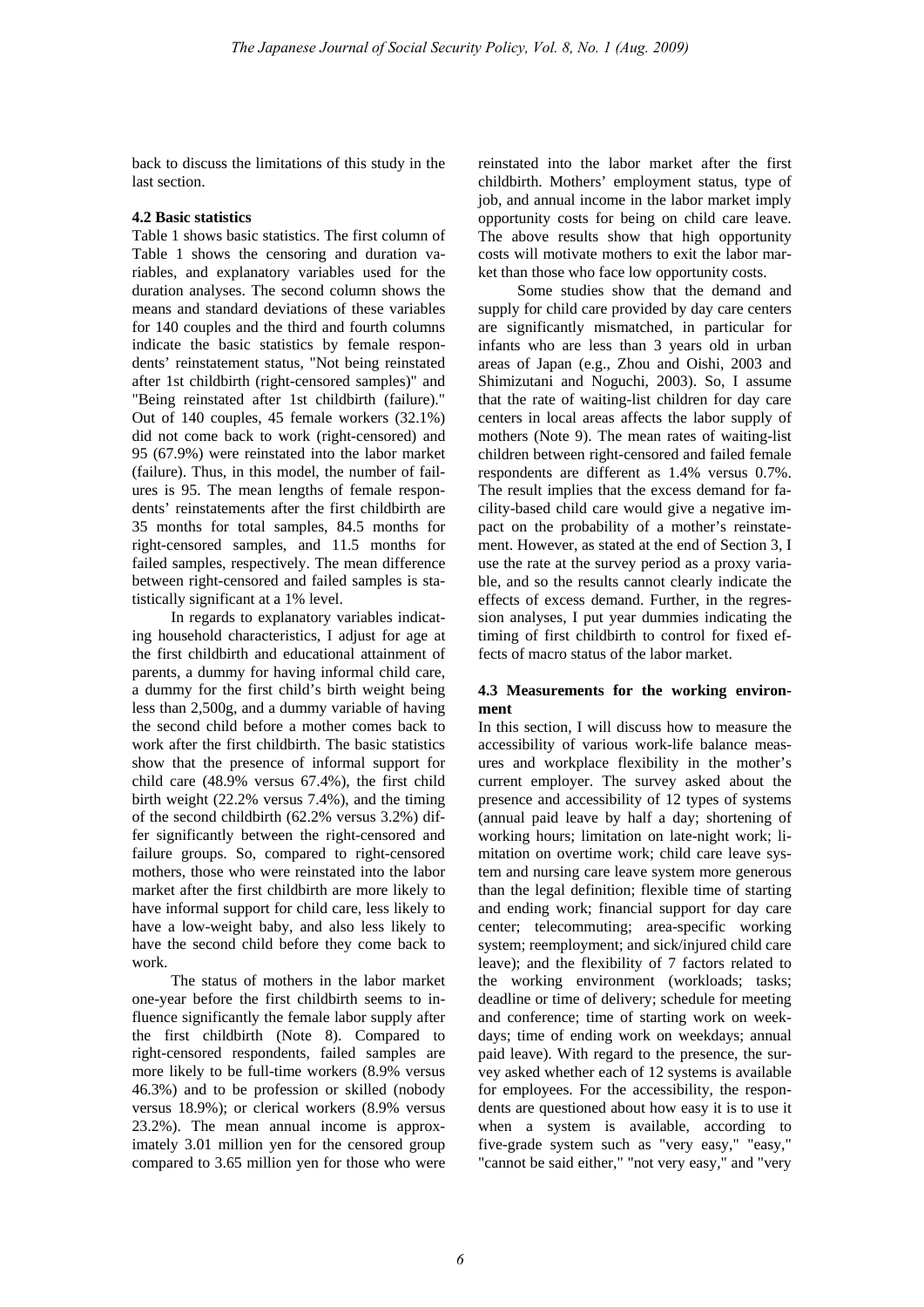back to discuss the limitations of this study in the last section.

### 4.2 Basic statistics

Table 1 shows basic statistics. The first column of Table 1 shows the censoring and duration variables, and explanatory variables used for the duration analyses. The second column shows the means and standard deviations of these variables for 140 couples and the third and fourth columns indicate the basic statistics by female respondents' reinstatement status, "Not being reinstated after 1st childbirth (right-censored samples)" and "Being reinstated after 1st childbirth (failure)." Out of 140 couples, 45 female workers (32.1%) did not come back to work (right-censored) and 95 (67.9%) were reinstated into the labor market (failure). Thus, in this model, the number of failures is 95. The mean lengths of female respondents' reinstatements after the first childbirth are 35 months for total samples, 84.5 months for right-censored samples, and 11.5 months for failed samples, respectively. The mean difference between right-censored and failed samples is statistically significant at a 1% level.

In regards to explanatory variables indicating household characteristics, I adjust for age at the first childbirth and educational attainment of parents, a dummy for having informal child care, a dummy for the first child's birth weight being less than 2,500g, and a dummy variable of having the second child before a mother comes back to work after the first childbirth. The basic statistics show that the presence of informal support for child care (48.9% versus 67.4%), the first child birth weight (22.2% versus 7.4%), and the timing of the second childbirth (62.2% versus 3.2%) differ significantly between the right-censored and failure groups. So, compared to right-censored mothers, those who were reinstated into the labor market after the first childbirth are more likely to have informal support for child care, less likely to have a low-weight baby, and also less likely to have the second child before they come back to work.

The status of mothers in the labor market one-year before the first childbirth seems to influence significantly the female labor supply after the first childbirth (Note 8). Compared to right-censored respondents, failed samples are more likely to be full-time workers (8.9% versus 46.3%) and to be profession or skilled (nobody versus 18.9%); or clerical workers (8.9% versus 23.2%). The mean annual income is approximately 3.01 million yen for the censored group compared to 3.65 million yen for those who were reinstated into the labor market after the first childbirth. Mothers' employment status, type of job, and annual income in the labor market imply opportunity costs for being on child care leave. The above results show that high opportunity costs will motivate mothers to exit the labor market than those who face low opportunity costs.

Some studies show that the demand and supply for child care provided by day care centers are significantly mismatched, in particular for infants who are less than 3 years old in urban areas of Japan (e.g., Zhou and Oishi, 2003 and Shimizutani and Noguchi, 2003). So, I assume that the rate of waiting-list children for day care centers in local areas affects the labor supply of mothers (Note 9). The mean rates of waiting-list children between right-censored and failed female respondents are different as 1.4% versus 0.7%. The result implies that the excess demand for facility-based child care would give a negative impact on the probability of a mother's reinstatement. However, as stated at the end of Section 3, I use the rate at the survey period as a proxy variable, and so the results cannot clearly indicate the effects of excess demand. Further, in the regression analyses, I put year dummies indicating the timing of first childbirth to control for fixed effects of macro status of the labor market.

### 4.3 Measurements for the working environment

In this section, I will discuss how to measure the accessibility of various work-life balance measures and workplace flexibility in the mother's current employer. The survey asked about the presence and accessibility of 12 types of systems (annual paid leave by half a day; shortening of working hours; limitation on late-night work; limitation on overtime work; child care leave system and nursing care leave system more generous than the legal definition; flexible time of starting and ending work; financial support for day care center; telecommuting; area-specific working system; reemployment; and sick/injured child care leave); and the flexibility of 7 factors related to the working environment (workloads; tasks; deadline or time of delivery; schedule for meeting and conference; time of starting work on weekdays; time of ending work on weekdays; annual paid leave). With regard to the presence, the survey asked whether each of 12 systems is available for employees. For the accessibility, the respondents are questioned about how easy it is to use it when a system is available, according to five-grade system such as "very easy," "easy," "cannot be said either," "not very easy," and "very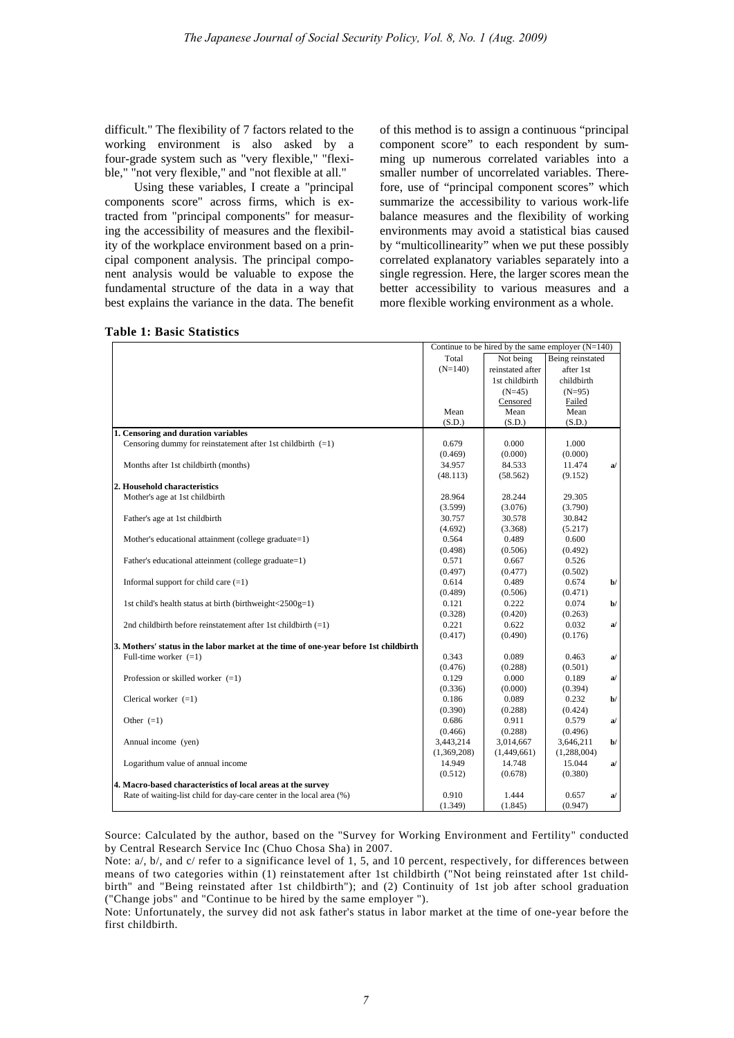difficult." The flexibility of 7 factors related to the working environment is also asked by a four-grade system such as "very flexible," "flexible," "not very flexible," and "not flexible at all."

Using these variables, I create a "principal components score" across firms, which is extracted from "principal components" for measuring the accessibility of measures and the flexibility of the workplace environment based on a principal component analysis. The principal component analysis would be valuable to expose the fundamental structure of the data in a way that best explains the variance in the data. The benefit of this method is to assign a continuous "principal component score" to each respondent by summing up numerous correlated variables into a smaller number of uncorrelated variables. Therefore, use of "principal component scores" which summarize the accessibility to various work-life balance measures and the flexibility of working environments may avoid a statistical bias caused by "multicollinearity" when we put these possibly correlated explanatory variables separately into a single regression. Here, the larger scores mean the better accessibility to various measures and a more flexible working environment as a whole.

**Table 1: Basic Statistics**

| | Continue to be hired by the same employer (N=140) | | | |
|---|---|---|---|---|
| | Total (N=140) | Not being reinstated after 1st childbirth (N=45) Censored | Being reinstated after 1st childbirth (N=95) Failed | |
| | Mean (S.D.) | Mean (S.D.) | Mean (S.D.) | |
| **1. Censoring and duration variables** | | | | |
| Censoring dummy for reinstatement after 1st childbirth (=1) | 0.679 | 0.000 | 1.000 | |
| | (0.469) | (0.000) | (0.000) | |
| Months after 1st childbirth (months) | 34.957 | 84.533 | 11.474 | a/ |
| | (48.113) | (58.562) | (9.152) | |
| **2. Household characteristics** | | | | |
| Mother's age at 1st childbirth | 28.964 | 28.244 | 29.305 | |
| | (3.599) | (3.076) | (3.790) | |
| Father's age at 1st childbirth | 30.757 | 30.578 | 30.842 | |
| | (4.692) | (3.368) | (5.217) | |
| Mother's educational attainment (college graduate=1) | 0.564 | 0.489 | 0.600 | |
| | (0.498) | (0.506) | (0.492) | |
| Father's educational atteinment (college graduate=1) | 0.571 | 0.667 | 0.526 | |
| | (0.497) | (0.477) | (0.502) | |
| Informal support for child care (=1) | 0.614 | 0.489 | 0.674 | b/ |
| | (0.489) | (0.506) | (0.471) | |
| 1st child's health status at birth (birthweight<2500g=1) | 0.121 | 0.222 | 0.074 | b/ |
| | (0.328) | (0.420) | (0.263) | |
| 2nd childbirth before reinstatement after 1st childbirth (=1) | 0.221 | 0.622 | 0.032 | a/ |
| | (0.417) | (0.490) | (0.176) | |
| **3. Mothers' status in the labor market at the time of one-year before 1st childbirth** | | | | |
| Full-time worker (=1) | 0.343 | 0.089 | 0.463 | a/ |
| | (0.476) | (0.288) | (0.501) | |
| Profession or skilled worker (=1) | 0.129 | 0.000 | 0.189 | a/ |
| | (0.336) | (0.000) | (0.394) | |
| Clerical worker (=1) | 0.186 | 0.089 | 0.232 | b/ |
| | (0.390) | (0.288) | (0.424) | |
| Other (=1) | 0.686 | 0.911 | 0.579 | a/ |
| | (0.466) | (0.288) | (0.496) | |
| Annual income (yen) | 3,443,214 | 3,014,667 | 3,646,211 | b/ |
| | (1,369,208) | (1,449,661) | (1,288,004) | |
| Logarithum value of annual income | 14.949 | 14.748 | 15.044 | a/ |
| | (0.512) | (0.678) | (0.380) | |
| **4. Macro-based characteristics of local areas at the survey** | | | | |
| Rate of waiting-list child for day-care center in the local area (%) | 0.910 | 1.444 | 0.657 | a/ |
| | (1.349) | (1.845) | (0.947) | |

Source: Calculated by the author, based on the "Survey for Working Environment and Fertility" conducted by Central Research Service Inc (Chuo Chosa Sha) in 2007.

Note: a/, b/, and c/ refer to a significance level of 1, 5, and 10 percent, respectively, for differences between means of two categories within (1) reinstatement after 1st childbirth ("Not being reinstated after 1st childbirth" and "Being reinstated after 1st childbirth"); and (2) Continuity of 1st job after school graduation ("Change jobs" and "Continue to be hired by the same employer ").

Note: Unfortunately, the survey did not ask father's status in labor market at the time of one-year before the first childbirth.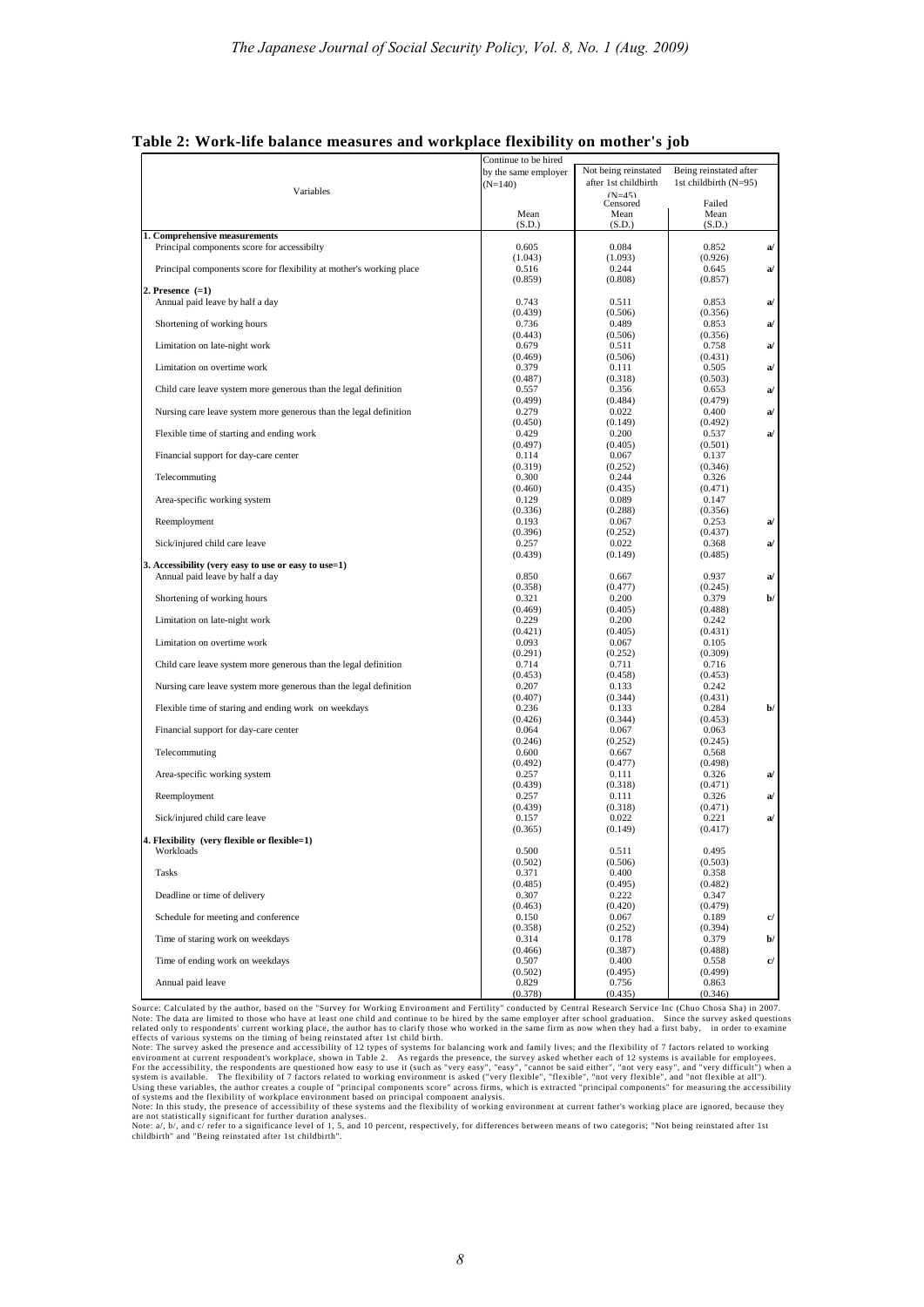**Table 2: Work-life balance measures and workplace flexibility on mother's job**

| Variables | Continue to be hired by the same employer (N=140) | Not being reinstated after 1st childbirth (N=45) | Being reinstated after 1st childbirth (N=95) | |
|---|---|---|---|---|
| | | Censored | Failed | |
| | Mean (S.D.) | Mean (S.D.) | Mean (S.D.) | |
| **1. Comprehensive measurements** | | | | |
| Principal components score for accessibilty | 0.605 | 0.084 | 0.852 | a/ |
| | (1.043) | (1.093) | (0.926) | |
| Principal components score for flexibility at mother's working place | 0.516 | 0.244 | 0.645 | a/ |
| | (0.859) | (0.808) | (0.857) | |
| **2. Presence (=1)** | | | | |
| Annual paid leave by half a day | 0.743 | 0.511 | 0.853 | a/ |
| | (0.439) | (0.506) | (0.356) | |
| Shortening of working hours | 0.736 | 0.489 | 0.853 | a/ |
| | (0.443) | (0.506) | (0.356) | |
| Limitation on late-night work | 0.679 | 0.511 | 0.758 | a/ |
| | (0.469) | (0.506) | (0.431) | |
| Limitation on overtime work | 0.379 | 0.111 | 0.505 | a/ |
| | (0.487) | (0.318) | (0.503) | |
| Child care leave system more generous than the legal definition | 0.557 | 0.356 | 0.653 | a/ |
| | (0.499) | (0.484) | (0.479) | |
| Nursing care leave system more generous than the legal definition | 0.279 | 0.022 | 0.400 | a/ |
| | (0.450) | (0.149) | (0.492) | |
| Flexible time of starting and ending work | 0.429 | 0.200 | 0.537 | a/ |
| | (0.497) | (0.405) | (0.501) | |
| Financial support for day-care center | 0.114 | 0.067 | 0.137 | |
| | (0.319) | (0.252) | (0.346) | |
| Telecommuting | 0.300 | 0.244 | 0.326 | |
| | (0.460) | (0.435) | (0.471) | |
| Area-specific working system | 0.129 | 0.089 | 0.147 | |
| | (0.336) | (0.288) | (0.356) | |
| Reemployment | 0.193 | 0.067 | 0.253 | a/ |
| | (0.396) | (0.252) | (0.437) | |
| Sick/injured child care leave | 0.257 | 0.022 | 0.368 | a/ |
| | (0.439) | (0.149) | (0.485) | |
| **3. Accessibility (very easy to use or easy to use=1)** | | | | |
| Annual paid leave by half a day | 0.850 | 0.667 | 0.937 | a/ |
| | (0.358) | (0.477) | (0.245) | |
| Shortening of working hours | 0.321 | 0.200 | 0.379 | b/ |
| | (0.469) | (0.405) | (0.488) | |
| Limitation on late-night work | 0.229 | 0.200 | 0.242 | |
| | (0.421) | (0.405) | (0.431) | |
| Limitation on overtime work | 0.093 | 0.067 | 0.105 | |
| | (0.291) | (0.252) | (0.309) | |
| Child care leave system more generous than the legal definition | 0.714 | 0.711 | 0.716 | |
| | (0.453) | (0.458) | (0.453) | |
| Nursing care leave system more generous than the legal definition | 0.207 | 0.133 | 0.242 | |
| | (0.407) | (0.344) | (0.431) | |
| Flexible time of staring and ending work on weekdays | 0.236 | 0.133 | 0.284 | b/ |
| | (0.426) | (0.344) | (0.453) | |
| Financial support for day-care center | 0.064 | 0.067 | 0.063 | |
| | (0.246) | (0.252) | (0.245) | |
| Telecommuting | 0.600 | 0.667 | 0.568 | |
| | (0.492) | (0.477) | (0.498) | |
| Area-specific working system | 0.257 | 0.111 | 0.326 | a/ |
| | (0.439) | (0.318) | (0.471) | |
| Reemployment | 0.257 | 0.111 | 0.326 | a/ |
| | (0.439) | (0.318) | (0.471) | |
| Sick/injured child care leave | 0.157 | 0.022 | 0.221 | a/ |
| | (0.365) | (0.149) | (0.417) | |
| **4. Flexibility (very flexible or flexible=1)** | | | | |
| Workloads | 0.500 | 0.511 | 0.495 | |
| | (0.502) | (0.506) | (0.503) | |
| Tasks | 0.371 | 0.400 | 0.358 | |
| | (0.485) | (0.495) | (0.482) | |
| Deadline or time of delivery | 0.307 | 0.222 | 0.347 | |
| | (0.463) | (0.420) | (0.479) | |
| Schedule for meeting and conference | 0.150 | 0.067 | 0.189 | c/ |
| | (0.358) | (0.252) | (0.394) | |
| Time of staring work on weekdays | 0.314 | 0.178 | 0.379 | b/ |
| | (0.466) | (0.387) | (0.488) | |
| Time of ending work on weekdays | 0.507 | 0.400 | 0.558 | c/ |
| | (0.502) | (0.495) | (0.499) | |
| Annual paid leave | 0.829 | 0.756 | 0.863 | |
| | (0.378) | (0.435) | (0.346) | |

Source: Calculated by the author, based on the "Survey for Working Environment and Fertility" conducted by Central Research Service Inc (Chuo Chosa Sha) in 2007.
Note: The data are limited to those who have at least one child and continue to be hired by the same employer after school graduation. Since the survey asked questions related only to respondents' current working place, the author has to clarify those who worked in the same firm as now when they had a first baby, in order to examine effects of various systems on the timing of being reinstated after 1st child birth.
Note: The survey asked the presence and accessibility of 12 types of systems for balancing work and family lives; and the flexibility of 7 factors related to working environment at current respondent's workplace, shown in Table 2. As regards the presence, the survey asked whether each of 12 systems is available for employees. For the accessibility, the respondents are questioned how easy to use it (such as "very easy", "easy", "cannot be said either", "not very easy", and "very difficult") when a system is available. The flexibility of 7 factors related to working environment is asked ("very flexible", "flexible", "not very flexible", and "not flexible at all"). Using these variables, the author creates a couple of "principal components score" across firms, which is extracted "principal components" for measuring the accessibility of systems and the flexibility of workplace environment based on principal component analysis.
Note: In this study, the presence of accessibility of these systems and the flexibility of working environment at current father's working place are ignored, because they are not statistically significant for further duration analyses.
Note: a/, b/, and c/ refer to a significance level of 1, 5, and 10 percent, respectively, for differences between means of two categoris; "Not being reinstated after 1st childbirth" and "Being reinstated after 1st childbirth".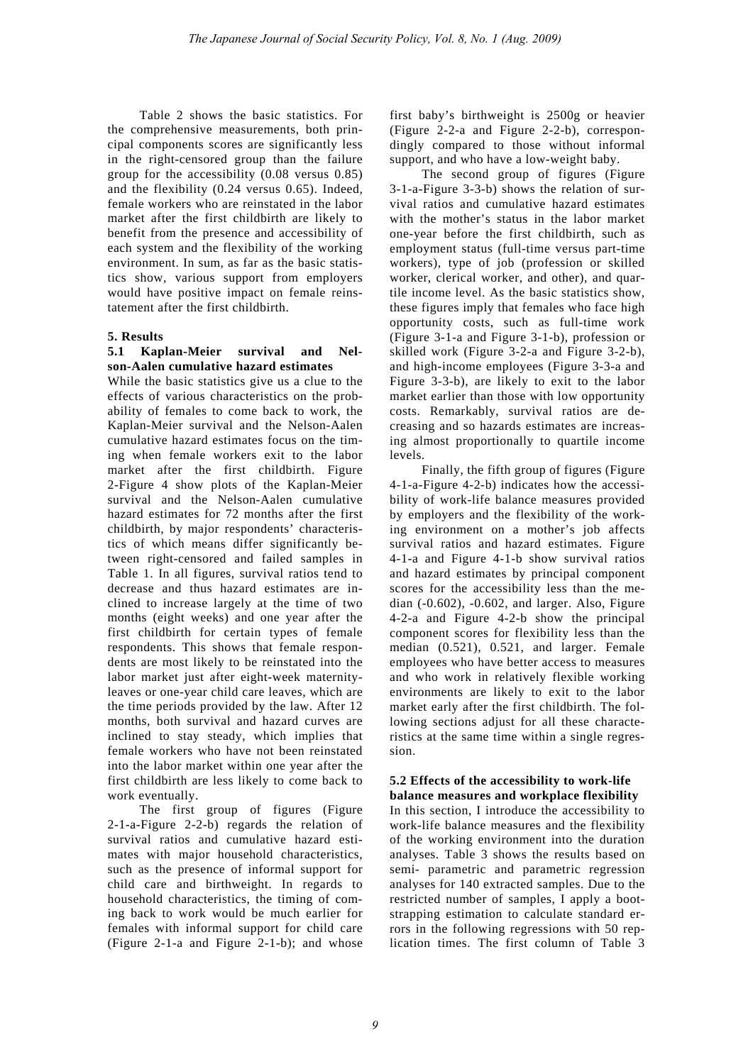Table 2 shows the basic statistics. For the comprehensive measurements, both principal components scores are significantly less in the right-censored group than the failure group for the accessibility (0.08 versus 0.85) and the flexibility (0.24 versus 0.65). Indeed, female workers who are reinstated in the labor market after the first childbirth are likely to benefit from the presence and accessibility of each system and the flexibility of the working environment. In sum, as far as the basic statistics show, various support from employers would have positive impact on female reinstatement after the first childbirth.

## 5. Results

### 5.1 Kaplan-Meier survival and Nelson-Aalen cumulative hazard estimates

While the basic statistics give us a clue to the effects of various characteristics on the probability of females to come back to work, the Kaplan-Meier survival and the Nelson-Aalen cumulative hazard estimates focus on the timing when female workers exit to the labor market after the first childbirth. Figure 2-Figure 4 show plots of the Kaplan-Meier survival and the Nelson-Aalen cumulative hazard estimates for 72 months after the first childbirth, by major respondents' characteristics of which means differ significantly between right-censored and failed samples in Table 1. In all figures, survival ratios tend to decrease and thus hazard estimates are inclined to increase largely at the time of two months (eight weeks) and one year after the first childbirth for certain types of female respondents. This shows that female respondents are most likely to be reinstated into the labor market just after eight-week maternity-leaves or one-year child care leaves, which are the time periods provided by the law. After 12 months, both survival and hazard curves are inclined to stay steady, which implies that female workers who have not been reinstated into the labor market within one year after the first childbirth are less likely to come back to work eventually.

The first group of figures (Figure 2-1-a-Figure 2-2-b) regards the relation of survival ratios and cumulative hazard estimates with major household characteristics, such as the presence of informal support for child care and birthweight. In regards to household characteristics, the timing of coming back to work would be much earlier for females with informal support for child care (Figure 2-1-a and Figure 2-1-b); and whose first baby's birthweight is 2500g or heavier (Figure 2-2-a and Figure 2-2-b), correspondingly compared to those without informal support, and who have a low-weight baby.

The second group of figures (Figure 3-1-a-Figure 3-3-b) shows the relation of survival ratios and cumulative hazard estimates with the mother's status in the labor market one-year before the first childbirth, such as employment status (full-time versus part-time workers), type of job (profession or skilled worker, clerical worker, and other), and quartile income level. As the basic statistics show, these figures imply that females who face high opportunity costs, such as full-time work (Figure 3-1-a and Figure 3-1-b), profession or skilled work (Figure 3-2-a and Figure 3-2-b), and high-income employees (Figure 3-3-a and Figure 3-3-b), are likely to exit to the labor market earlier than those with low opportunity costs. Remarkably, survival ratios are decreasing and so hazards estimates are increasing almost proportionally to quartile income levels.

Finally, the fifth group of figures (Figure 4-1-a-Figure 4-2-b) indicates how the accessibility of work-life balance measures provided by employers and the flexibility of the working environment on a mother's job affects survival ratios and hazard estimates. Figure 4-1-a and Figure 4-1-b show survival ratios and hazard estimates by principal component scores for the accessibility less than the median (-0.602), -0.602, and larger. Also, Figure 4-2-a and Figure 4-2-b show the principal component scores for flexibility less than the median (0.521), 0.521, and larger. Female employees who have better access to measures and who work in relatively flexible working environments are likely to exit to the labor market early after the first childbirth. The following sections adjust for all these characteristics at the same time within a single regression.

### 5.2 Effects of the accessibility to work-life balance measures and workplace flexibility

In this section, I introduce the accessibility to work-life balance measures and the flexibility of the working environment into the duration analyses. Table 3 shows the results based on semi- parametric and parametric regression analyses for 140 extracted samples. Due to the restricted number of samples, I apply a bootstrapping estimation to calculate standard errors in the following regressions with 50 replication times. The first column of Table 3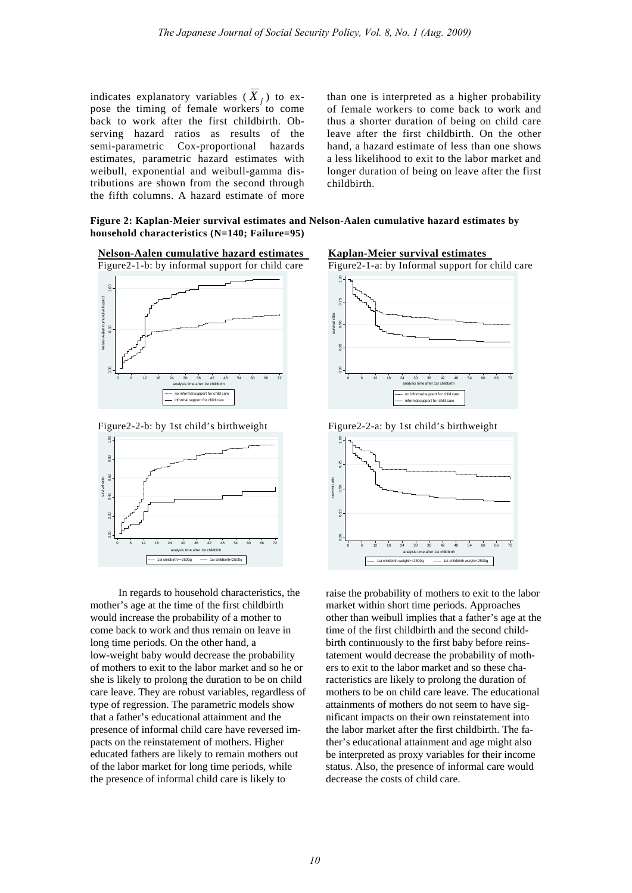indicates explanatory variables ( $\overline{X}_j$ ) to expose the timing of female workers to come back to work after the first childbirth. Observing hazard ratios as results of the semi-parametric Cox-proportional hazards estimates, parametric hazard estimates with weibull, exponential and weibull-gamma distributions are shown from the second through the fifth columns. A hazard estimate of more than one is interpreted as a higher probability of female workers to come back to work and thus a shorter duration of being on child care leave after the first childbirth. On the other hand, a hazard estimate of less than one shows a less likelihood to exit to the labor market and longer duration of being on leave after the first childbirth.

**Figure 2: Kaplan-Meier survival estimates and Nelson-Aalen cumulative hazard estimates by household characteristics (N=140; Failure=95)**

**Nelson-Aalen cumulative hazard estimates**

Figure2-1-b: by informal support for child care

**Kaplan-Meier survival estimates**

Figure2-1-a: by Informal support for child care

Figure2-2-b: by 1st child's birthweight

Figure2-2-a: by 1st child's birthweight

In regards to household characteristics, the mother's age at the time of the first childbirth would increase the probability of a mother to come back to work and thus remain on leave in long time periods. On the other hand, a low-weight baby would decrease the probability of mothers to exit to the labor market and so he or she is likely to prolong the duration to be on child care leave. They are robust variables, regardless of type of regression. The parametric models show that a father's educational attainment and the presence of informal child care have reversed impacts on the reinstatement of mothers. Higher educated fathers are likely to remain mothers out of the labor market for long time periods, while the presence of informal child care is likely to raise the probability of mothers to exit to the labor market within short time periods. Approaches other than weibull implies that a father's age at the time of the first childbirth and the second childbirth continuously to the first baby before reinstatement would decrease the probability of mothers to exit to the labor market and so these characteristics are likely to prolong the duration of mothers to be on child care leave. The educational attainments of mothers do not seem to have significant impacts on their own reinstatement into the labor market after the first childbirth. The father's educational attainment and age might also be interpreted as proxy variables for their income status. Also, the presence of informal care would decrease the costs of child care.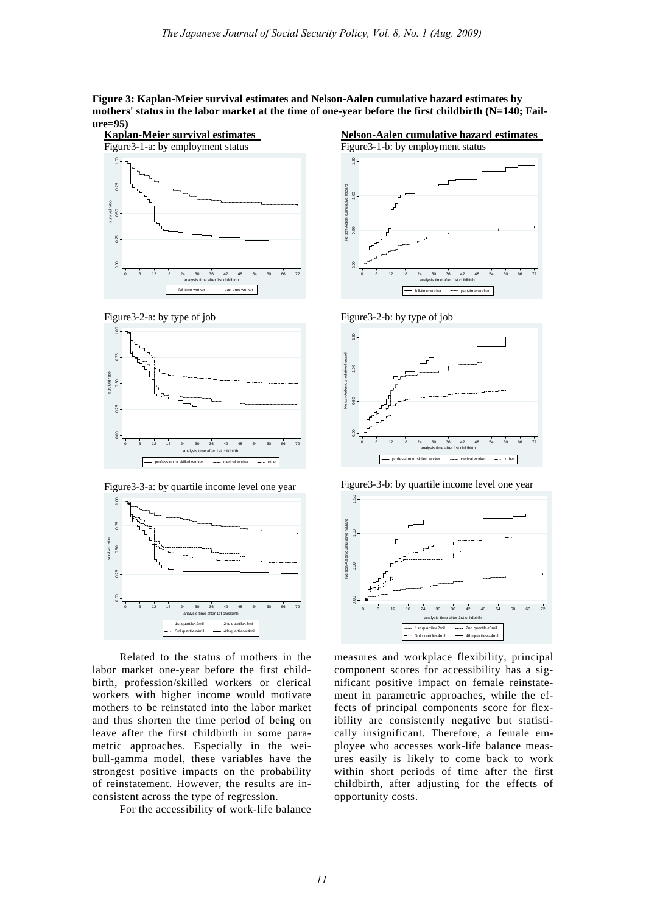**Figure 3: Kaplan-Meier survival estimates and Nelson-Aalen cumulative hazard estimates by mothers' status in the labor market at the time of one-year before the first childbirth (N=140; Failure=95)**

**Kaplan-Meier survival estimates**

Figure3-1-a: by employment status

**Nelson-Aalen cumulative hazard estimates**

Figure3-1-b: by employment status

Figure3-2-a: by type of job

Figure3-2-b: by type of job

Figure3-3-a: by quartile income level one year

Figure3-3-b: by quartile income level one year

Related to the status of mothers in the labor market one-year before the first childbirth, profession/skilled workers or clerical workers with higher income would motivate mothers to be reinstated into the labor market and thus shorten the time period of being on leave after the first childbirth in some parametric approaches. Especially in the weibull-gamma model, these variables have the strongest positive impacts on the probability of reinstatement. However, the results are inconsistent across the type of regression.

For the accessibility of work-life balance measures and workplace flexibility, principal component scores for accessibility has a significant positive impact on female reinstatement in parametric approaches, while the effects of principal components score for flexibility are consistently negative but statistically insignificant. Therefore, a female employee who accesses work-life balance measures easily is likely to come back to work within short periods of time after the first childbirth, after adjusting for the effects of opportunity costs.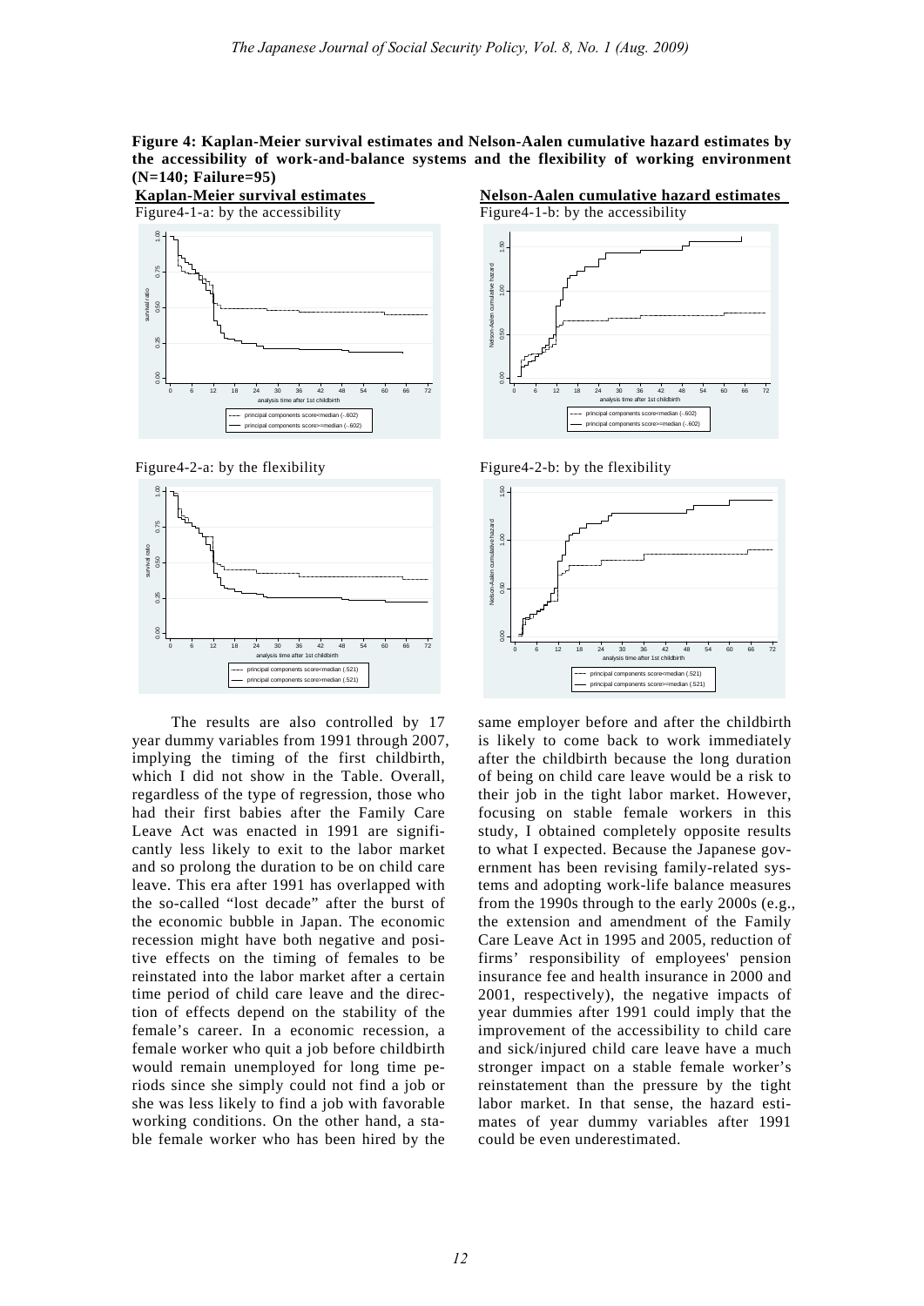**Figure 4: Kaplan-Meier survival estimates and Nelson-Aalen cumulative hazard estimates by the accessibility of work-and-balance systems and the flexibility of working environment (N=140; Failure=95)**

**Kaplan-Meier survival estimates**

Figure4-1-a: by the accessibility

**Nelson-Aalen cumulative hazard estimates**

Figure4-1-b: by the accessibility

Figure4-2-a: by the flexibility

Figure4-2-b: by the flexibility

The results are also controlled by 17 year dummy variables from 1991 through 2007, implying the timing of the first childbirth, which I did not show in the Table. Overall, regardless of the type of regression, those who had their first babies after the Family Care Leave Act was enacted in 1991 are significantly less likely to exit to the labor market and so prolong the duration to be on child care leave. This era after 1991 has overlapped with the so-called "lost decade" after the burst of the economic bubble in Japan. The economic recession might have both negative and positive effects on the timing of females to be reinstated into the labor market after a certain time period of child care leave and the direction of effects depend on the stability of the female's career. In a economic recession, a female worker who quit a job before childbirth would remain unemployed for long time periods since she simply could not find a job or she was less likely to find a job with favorable working conditions. On the other hand, a stable female worker who has been hired by the same employer before and after the childbirth is likely to come back to work immediately after the childbirth because the long duration of being on child care leave would be a risk to their job in the tight labor market. However, focusing on stable female workers in this study, I obtained completely opposite results to what I expected. Because the Japanese government has been revising family-related systems and adopting work-life balance measures from the 1990s through to the early 2000s (e.g., the extension and amendment of the Family Care Leave Act in 1995 and 2005, reduction of firms' responsibility of employees' pension insurance fee and health insurance in 2000 and 2001, respectively), the negative impacts of year dummies after 1991 could imply that the improvement of the accessibility to child care and sick/injured child care leave have a much stronger impact on a stable female worker's reinstatement than the pressure by the tight labor market. In that sense, the hazard estimates of year dummy variables after 1991 could be even underestimated.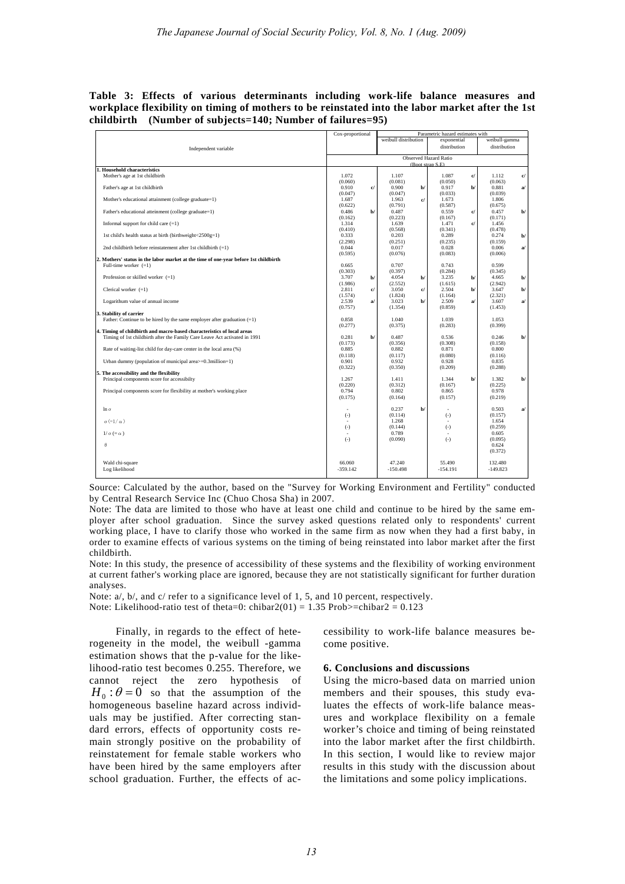**Table 3: Effects of various determinants including work-life balance measures and workplace flexibility on timing of mothers to be reinstated into the labor market after the 1st childbirth (Number of subjects=140; Number of failures=95)**

| Independent variable | Cox-proportional | | Parametric hazard estimates with | | | | | |
|---|---|---|---|---|---|---|---|---|
| | | | weibull distribution | | exponential distribution | | weibull-gamma distribution | |
| | Observed Hazard Ratio (Boot strap S.E) | | | | | | | |
| **1. Household characteristics** | | | | | | | | |
| Mother's age at 1st childbirth | 1.072 | | 1.107 | | 1.087 | c/ | 1.112 | c/ |
| | (0.060) | | (0.081) | | (0.050) | | (0.063) | |
| Father's age at 1st childbirth | 0.910 | c/ | 0.900 | b/ | 0.917 | b/ | 0.881 | a/ |
| | (0.047) | | (0.047) | | (0.033) | | (0.039) | |
| Mother's educational attainment (college graduate=1) | 1.687 | | 1.963 | c/ | 1.673 | | 1.806 | |
| | (0.622) | | (0.791) | | (0.587) | | (0.675) | |
| Father's educational atteinment (college graduate=1) | 0.486 | b/ | 0.487 | | 0.559 | c/ | 0.457 | b/ |
| | (0.162) | | (0.223) | | (0.167) | | (0.171) | |
| Informal support for child care (=1) | 1.314 | | 1.639 | | 1.471 | c/ | 1.456 | |
| | (0.410) | | (0.568) | | (0.341) | | (0.478) | |
| 1st child's health status at birth (birthweight<2500g=1) | 0.333 | | 0.203 | | 0.289 | | 0.274 | b/ |
| | (2.298) | | (0.251) | | (0.235) | | (0.159) | |
| 2nd childbirth before reinstatement after 1st childbirth (=1) | 0.044 | | 0.017 | | 0.028 | | 0.006 | a/ |
| | (0.595) | | (0.076) | | (0.083) | | (0.006) | |
| **2. Mothers' status in the labor market at the time of one-year before 1st childbirth** | | | | | | | | |
| Full-time worker (=1) | 0.665 | | 0.707 | | 0.743 | | 0.599 | |
| | (0.303) | | (0.397) | | (0.284) | | (0.345) | |
| Profession or skilled worker (=1) | 3.707 | b/ | 4.054 | b/ | 3.235 | b/ | 4.665 | b/ |
| | (1.986) | | (2.552) | | (1.615) | | (2.942) | |
| Clerical worker (=1) | 2.811 | c/ | 3.050 | c/ | 2.504 | b/ | 3.647 | b/ |
| | (1.574) | | (1.824) | | (1.164) | | (2.321) | |
| Logarithum value of annual income | 2.539 | a/ | 3.023 | b/ | 2.509 | a/ | 3.607 | a/ |
| | (0.757) | | (1.354) | | (0.859) | | (1.453) | |
| **3. Stability of carrier** | | | | | | | | |
| Father: Continue to be hired by the same employer after graduation (=1) | 0.858 | | 1.040 | | 1.039 | | 1.053 | |
| | (0.277) | | (0.375) | | (0.283) | | (0.399) | |
| **4. Timing of childbirth and macro-based characteristics of local areas** | | | | | | | | |
| Timing of 1st childbirth after the Family Care Leave Act activated in 1991 | 0.281 | b/ | 0.487 | | 0.536 | | 0.246 | b/ |
| | (0.173) | | (0.356) | | (0.308) | | (0.158) | |
| Rate of waiting-list child for day-care center in the local area (%) | 0.885 | | 0.882 | | 0.871 | | 0.800 | |
| | (0.118) | | (0.117) | | (0.080) | | (0.116) | |
| Urban dummy (population of municipal area>=0.3million=1) | 0.901 | | 0.932 | | 0.928 | | 0.835 | |
| | (0.322) | | (0.350) | | (0.209) | | (0.288) | |
| **5. The accessibility and the flexibility** | | | | | | | | |
| Principal components score for accessibilty | 1.267 | | 1.411 | | 1.344 | b/ | 1.382 | b/ |
| | (0.220) | | (0.312) | | (0.167) | | (0.225) | |
| Principal components score for flexibility at mother's working place | 0.794 | | 0.802 | | 0.865 | | 0.978 | |
| | (0.175) | | (0.164) | | (0.157) | | (0.219) | |
| ln σ | - | | 0.237 | b/ | - | | 0.503 | a/ |
| | (-) | | (0.114) | | (-) | | (0.157) | |
| σ (=1/α) | - | | 1.268 | | - | | 1.654 | |
| | (-) | | (0.144) | | (-) | | (0.259) | |
| 1/σ (=α) | - | | 0.789 | | - | | 0.605 | |
| | (-) | | (0.090) | | (-) | | (0.095) | |
| θ | | | | | | | 0.624 | |
| | | | | | | | (0.372) | |
| Wald chi-square | 66.060 | | 47.240 | | 55.490 | | 132.480 | |
| Log likelihood | -359.142 | | -150.498 | | -154.191 | | -149.823 | |

Source: Calculated by the author, based on the "Survey for Working Environment and Fertility" conducted by Central Research Service Inc (Chuo Chosa Sha) in 2007.

Note: The data are limited to those who have at least one child and continue to be hired by the same employer after school graduation. Since the survey asked questions related only to respondents' current working place, I have to clarify those who worked in the same firm as now when they had a first baby, in order to examine effects of various systems on the timing of being reinstated into labor market after the first childbirth.

Note: In this study, the presence of accessibility of these systems and the flexibility of working environment at current father's working place are ignored, because they are not statistically significant for further duration analyses.

Note: a/, b/, and c/ refer to a significance level of 1, 5, and 10 percent, respectively.

Note: Likelihood-ratio test of theta=0: chibar2(01) = 1.35 Prob>=chibar2 = 0.123

Finally, in regards to the effect of heterogeneity in the model, the weibull -gamma estimation shows that the p-value for the likelihood-ratio test becomes 0.255. Therefore, we cannot reject the zero hypothesis of $H_0 : \theta = 0$ so that the assumption of the homogeneous baseline hazard across individuals may be justified. After correcting standard errors, effects of opportunity costs remain strongly positive on the probability of reinstatement for female stable workers who have been hired by the same employers after school graduation. Further, the effects of accessibility to work-life balance measures become positive.

## 6. Conclusions and discussions

Using the micro-based data on married union members and their spouses, this study evaluates the effects of work-life balance measures and workplace flexibility on a female worker's choice and timing of being reinstated into the labor market after the first childbirth. In this section, I would like to review major results in this study with the discussion about the limitations and some policy implications.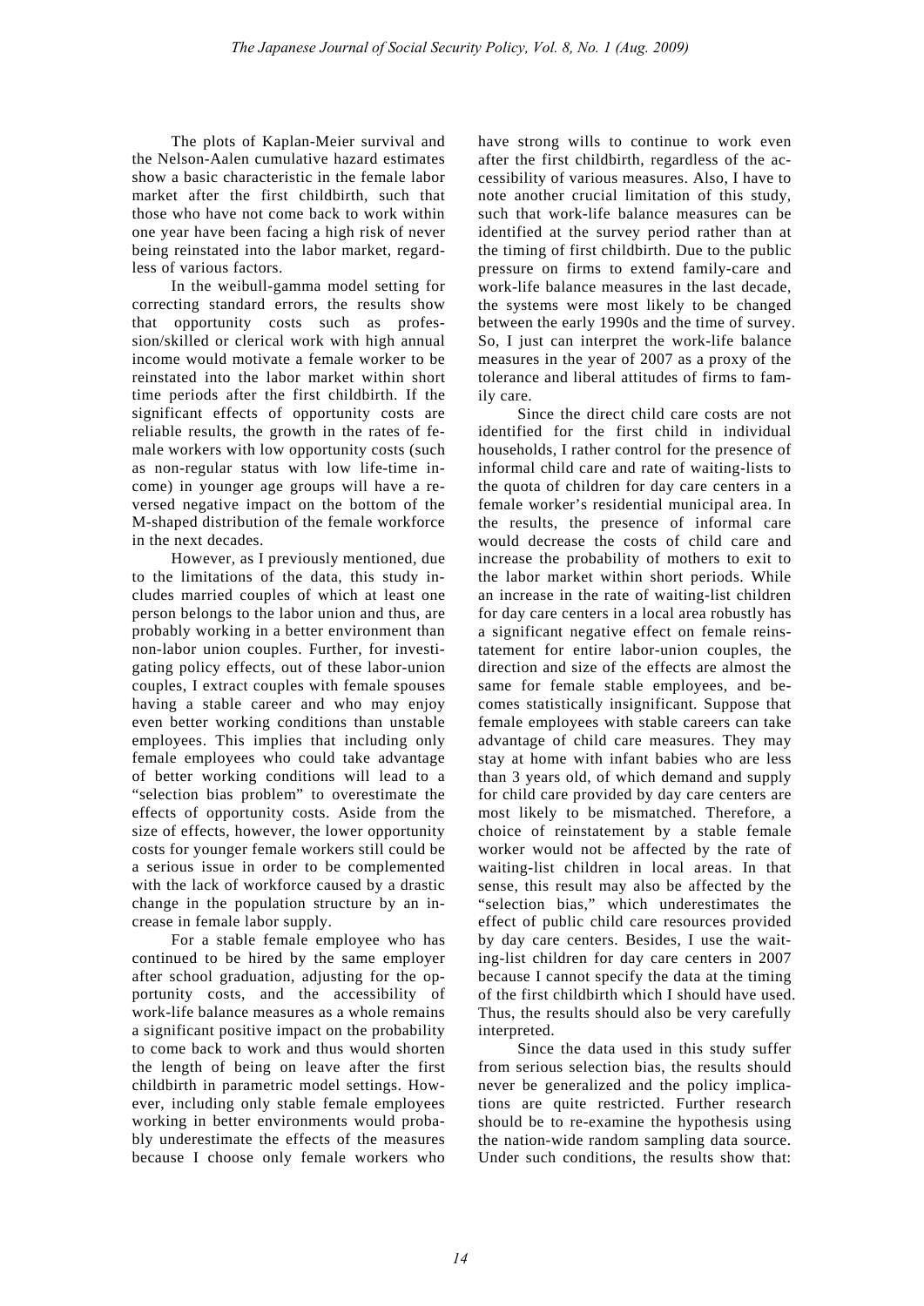The plots of Kaplan-Meier survival and the Nelson-Aalen cumulative hazard estimates show a basic characteristic in the female labor market after the first childbirth, such that those who have not come back to work within one year have been facing a high risk of never being reinstated into the labor market, regardless of various factors.

In the weibull-gamma model setting for correcting standard errors, the results show that opportunity costs such as profession/skilled or clerical work with high annual income would motivate a female worker to be reinstated into the labor market within short time periods after the first childbirth. If the significant effects of opportunity costs are reliable results, the growth in the rates of female workers with low opportunity costs (such as non-regular status with low life-time income) in younger age groups will have a reversed negative impact on the bottom of the M-shaped distribution of the female workforce in the next decades.

However, as I previously mentioned, due to the limitations of the data, this study includes married couples of which at least one person belongs to the labor union and thus, are probably working in a better environment than non-labor union couples. Further, for investigating policy effects, out of these labor-union couples, I extract couples with female spouses having a stable career and who may enjoy even better working conditions than unstable employees. This implies that including only female employees who could take advantage of better working conditions will lead to a "selection bias problem" to overestimate the effects of opportunity costs. Aside from the size of effects, however, the lower opportunity costs for younger female workers still could be a serious issue in order to be complemented with the lack of workforce caused by a drastic change in the population structure by an increase in female labor supply.

For a stable female employee who has continued to be hired by the same employer after school graduation, adjusting for the opportunity costs, and the accessibility of work-life balance measures as a whole remains a significant positive impact on the probability to come back to work and thus would shorten the length of being on leave after the first childbirth in parametric model settings. However, including only stable female employees working in better environments would probably underestimate the effects of the measures because I choose only female workers who have strong wills to continue to work even after the first childbirth, regardless of the accessibility of various measures. Also, I have to note another crucial limitation of this study, such that work-life balance measures can be identified at the survey period rather than at the timing of first childbirth. Due to the public pressure on firms to extend family-care and work-life balance measures in the last decade, the systems were most likely to be changed between the early 1990s and the time of survey. So, I just can interpret the work-life balance measures in the year of 2007 as a proxy of the tolerance and liberal attitudes of firms to family care.

Since the direct child care costs are not identified for the first child in individual households, I rather control for the presence of informal child care and rate of waiting-lists to the quota of children for day care centers in a female worker's residential municipal area. In the results, the presence of informal care would decrease the costs of child care and increase the probability of mothers to exit to the labor market within short periods. While an increase in the rate of waiting-list children for day care centers in a local area robustly has a significant negative effect on female reinstatement for entire labor-union couples, the direction and size of the effects are almost the same for female stable employees, and becomes statistically insignificant. Suppose that female employees with stable careers can take advantage of child care measures. They may stay at home with infant babies who are less than 3 years old, of which demand and supply for child care provided by day care centers are most likely to be mismatched. Therefore, a choice of reinstatement by a stable female worker would not be affected by the rate of waiting-list children in local areas. In that sense, this result may also be affected by the "selection bias," which underestimates the effect of public child care resources provided by day care centers. Besides, I use the waiting-list children for day care centers in 2007 because I cannot specify the data at the timing of the first childbirth which I should have used. Thus, the results should also be very carefully interpreted.

Since the data used in this study suffer from serious selection bias, the results should never be generalized and the policy implications are quite restricted. Further research should be to re-examine the hypothesis using the nation-wide random sampling data source. Under such conditions, the results show that: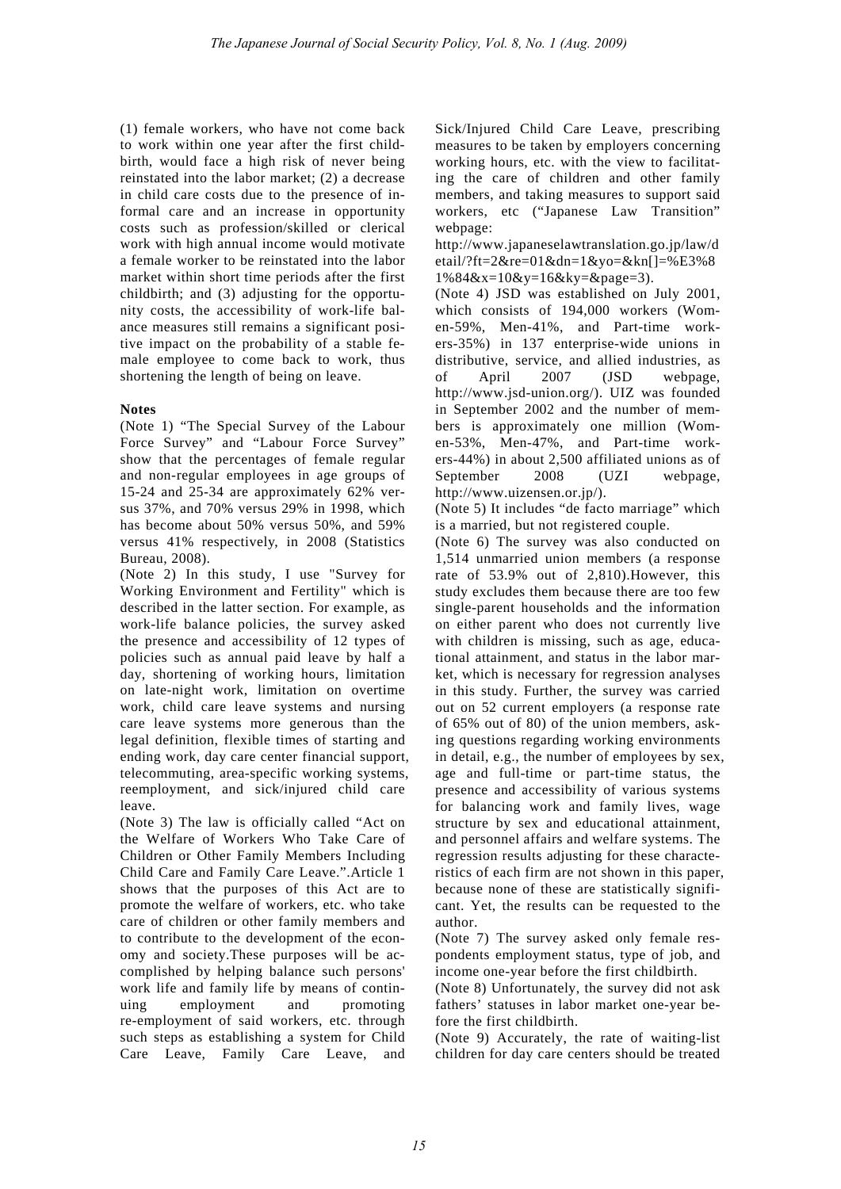(1) female workers, who have not come back to work within one year after the first childbirth, would face a high risk of never being reinstated into the labor market; (2) a decrease in child care costs due to the presence of informal care and an increase in opportunity costs such as profession/skilled or clerical work with high annual income would motivate a female worker to be reinstated into the labor market within short time periods after the first childbirth; and (3) adjusting for the opportunity costs, the accessibility of work-life balance measures still remains a significant positive impact on the probability of a stable female employee to come back to work, thus shortening the length of being on leave.

**Notes**

(Note 1) "The Special Survey of the Labour Force Survey" and "Labour Force Survey" show that the percentages of female regular and non-regular employees in age groups of 15-24 and 25-34 are approximately 62% versus 37%, and 70% versus 29% in 1998, which has become about 50% versus 50%, and 59% versus 41% respectively, in 2008 (Statistics Bureau, 2008).

(Note 2) In this study, I use "Survey for Working Environment and Fertility" which is described in the latter section. For example, as work-life balance policies, the survey asked the presence and accessibility of 12 types of policies such as annual paid leave by half a day, shortening of working hours, limitation on late-night work, limitation on overtime work, child care leave systems and nursing care leave systems more generous than the legal definition, flexible times of starting and ending work, day care center financial support, telecommuting, area-specific working systems, reemployment, and sick/injured child care leave.

(Note 3) The law is officially called "Act on the Welfare of Workers Who Take Care of Children or Other Family Members Including Child Care and Family Care Leave.".Article 1 shows that the purposes of this Act are to promote the welfare of workers, etc. who take care of children or other family members and to contribute to the development of the economy and society.These purposes will be accomplished by helping balance such persons' work life and family life by means of continuing employment and promoting re-employment of said workers, etc. through such steps as establishing a system for Child Care Leave, Family Care Leave, and Sick/Injured Child Care Leave, prescribing measures to be taken by employers concerning working hours, etc. with the view to facilitating the care of children and other family members, and taking measures to support said workers, etc ("Japanese Law Transition" webpage: http://www.japaneselawtranslation.go.jp/law/detail/?ft=2&re=01&dn=1&yo=&kn[]=%E3%81%84&x=10&y=16&ky=&page=3).

(Note 4) JSD was established on July 2001, which consists of 194,000 workers (Women-59%, Men-41%, and Part-time workers-35%) in 137 enterprise-wide unions in distributive, service, and allied industries, as of April 2007 (JSD webpage, http://www.jsd-union.org/). UIZ was founded in September 2002 and the number of members is approximately one million (Women-53%, Men-47%, and Part-time workers-44%) in about 2,500 affiliated unions as of September 2008 (UZI webpage, http://www.uizensen.or.jp/).

(Note 5) It includes "de facto marriage" which is a married, but not registered couple.

(Note 6) The survey was also conducted on 1,514 unmarried union members (a response rate of 53.9% out of 2,810).However, this study excludes them because there are too few single-parent households and the information on either parent who does not currently live with children is missing, such as age, educational attainment, and status in the labor market, which is necessary for regression analyses in this study. Further, the survey was carried out on 52 current employers (a response rate of 65% out of 80) of the union members, asking questions regarding working environments in detail, e.g., the number of employees by sex, age and full-time or part-time status, the presence and accessibility of various systems for balancing work and family lives, wage structure by sex and educational attainment, and personnel affairs and welfare systems. The regression results adjusting for these characteristics of each firm are not shown in this paper, because none of these are statistically significant. Yet, the results can be requested to the author.

(Note 7) The survey asked only female respondents employment status, type of job, and income one-year before the first childbirth.

(Note 8) Unfortunately, the survey did not ask fathers' statuses in labor market one-year before the first childbirth.

(Note 9) Accurately, the rate of waiting-list children for day care centers should be treated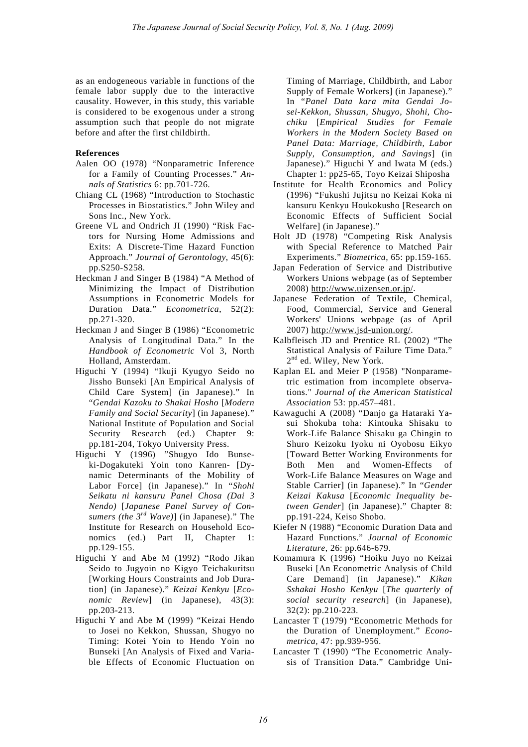as an endogeneous variable in functions of the female labor supply due to the interactive causality. However, in this study, this variable is considered to be exogenous under a strong assumption such that people do not migrate before and after the first childbirth.

**References**

Aalen OO (1978) "Nonparametric Inference for a Family of Counting Processes." *Annals of Statistics* 6: pp.701-726.

Chiang CL (1968) "Introduction to Stochastic Processes in Biostatistics." John Wiley and Sons Inc., New York.

Greene VL and Ondrich JI (1990) "Risk Factors for Nursing Home Admissions and Exits: A Discrete-Time Hazard Function Approach." *Journal of Gerontology*, 45(6): pp.S250-S258.

Heckman J and Singer B (1984) "A Method of Minimizing the Impact of Distribution Assumptions in Econometric Models for Duration Data." *Econometrica*, 52(2): pp.271-320.

Heckman J and Singer B (1986) "Econometric Analysis of Longitudinal Data." In the *Handbook of Econometric* Vol 3, North Holland, Amsterdam.

Higuchi Y (1994) "Ikuji Kyugyo Seido no Jissho Bunseki [An Empirical Analysis of Child Care System] (in Japanese)." In "*Gendai Kazoku to Shakai Hosho* [*Modern Family and Social Security*] (in Japanese)." National Institute of Population and Social Security Research (ed.) Chapter 9: pp.181-204, Tokyo University Press.

Higuchi Y (1996) "Shugyo Ido Bunseki-Dogakuteki Yoin tono Kanren- [Dynamic Determinants of the Mobility of Labor Force] (in Japanese)." In "*Shohi Seikatu ni kansuru Panel Chosa (Dai 3 Nendo)* [*Japanese Panel Survey of Consumers (the 3rd Wave)*] (in Japanese)." The Institute for Research on Household Economics (ed.) Part II, Chapter 1: pp.129-155.

Higuchi Y and Abe M (1992) "Rodo Jikan Seido to Jugyoin no Kigyo Teichakuritsu [Working Hours Constraints and Job Duration] (in Japanese)." *Keizai Kenkyu* [*Economic Review*] (in Japanese), 43(3): pp.203-213.

Higuchi Y and Abe M (1999) "Keizai Hendo to Josei no Kekkon, Shussan, Shugyo no Timing: Kotei Yoin to Hendo Yoin no Bunseki [An Analysis of Fixed and Variable Effects of Economic Fluctuation on Timing of Marriage, Childbirth, and Labor Supply of Female Workers] (in Japanese)." In "*Panel Data kara mita Gendai Josei-Kekkon, Shussan, Shugyo, Shohi, Chochiku* [*Empirical Studies for Female Workers in the Modern Society Based on Panel Data: Marriage, Childbirth, Labor Supply, Consumption, and Savings*] (in Japanese)." Higuchi Y and Iwata M (eds.) Chapter 1: pp25-65, Toyo Keizai Shiposha

Institute for Health Economics and Policy (1996) "Fukushi Jujitsu no Keizai Koka ni kansuru Kenkyu Houkokusho [Research on Economic Effects of Sufficient Social Welfare] (in Japanese)."

Holt JD (1978) "Competing Risk Analysis with Special Reference to Matched Pair Experiments." *Biometrica*, 65: pp.159-165.

Japan Federation of Service and Distributive Workers Unions webpage (as of September 2008) http://www.uizensen.or.jp/.

Japanese Federation of Textile, Chemical, Food, Commercial, Service and General Workers' Unions webpage (as of April 2007) http://www.jsd-union.org/.

Kalbfleisch JD and Prentice RL (2002) "The Statistical Analysis of Failure Time Data." 2nd ed. Wiley, New York.

Kaplan EL and Meier P (1958) "Nonparametric estimation from incomplete observations." *Journal of the American Statistical Association* 53: pp.457–481.

Kawaguchi A (2008) "Danjo ga Hataraki Yasui Shokuba toha: Kintouka Shisaku to Work-Life Balance Shisaku ga Chingin to Shuro Keizoku Iyoku ni Oyobosu Eikyo [Toward Better Working Environments for Both Men and Women-Effects of Work-Life Balance Measures on Wage and Stable Carrier] (in Japanese)." In "*Gender Keizai Kakusa* [*Economic Inequality between Gender*] (in Japanese)." Chapter 8: pp.191-224, Keiso Shobo.

Kiefer N (1988) "Economic Duration Data and Hazard Functions." *Journal of Economic Literature*, 26: pp.646-679.

Komamura K (1996) "Hoiku Juyo no Keizai Buseki [An Econometric Analysis of Child Care Demand] (in Japanese)." *Kikan Sshakai Hosho Kenkyu* [*The quarterly of social security research*] (in Japanese), 32(2): pp.210-223.

Lancaster T (1979) "Econometric Methods for the Duration of Unemployment." *Econometrica*, 47: pp.939-956.

Lancaster T (1990) "The Econometric Analysis of Transition Data." Cambridge Uni-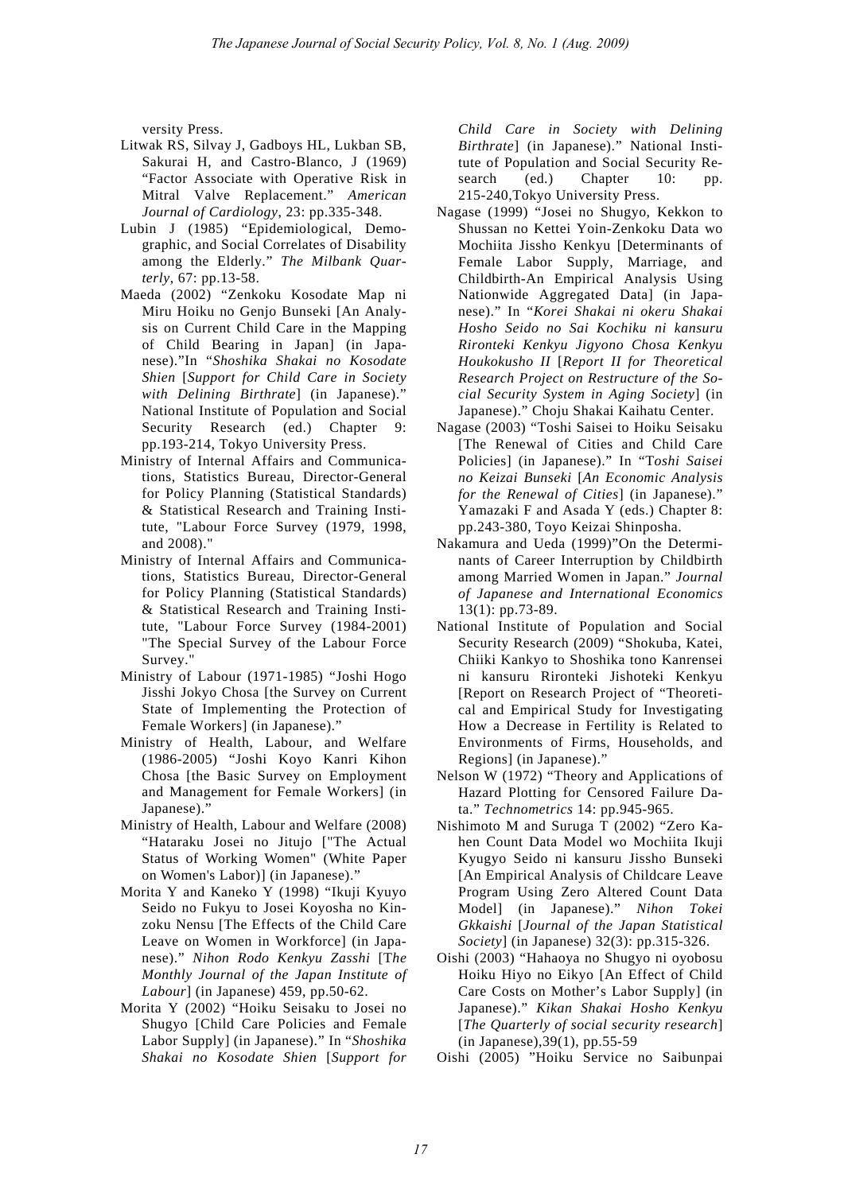versity Press.

Litwak RS, Silvay J, Gadboys HL, Lukban SB, Sakurai H, and Castro-Blanco, J (1969) "Factor Associate with Operative Risk in Mitral Valve Replacement." *American Journal of Cardiology*, 23: pp.335-348.

Lubin J (1985) "Epidemiological, Demographic, and Social Correlates of Disability among the Elderly." *The Milbank Quarterly*, 67: pp.13-58.

Maeda (2002) "Zenkoku Kosodate Map ni Miru Hoiku no Genjo Bunseki [An Analysis on Current Child Care in the Mapping of Child Bearing in Japan] (in Japanese)."In "*Shoshika Shakai no Kosodate Shien* [*Support for Child Care in Society with Delining Birthrate*] (in Japanese)." National Institute of Population and Social Security Research (ed.) Chapter 9: pp.193-214, Tokyo University Press.

Ministry of Internal Affairs and Communications, Statistics Bureau, Director-General for Policy Planning (Statistical Standards) & Statistical Research and Training Institute, "Labour Force Survey (1979, 1998, and 2008)."

Ministry of Internal Affairs and Communications, Statistics Bureau, Director-General for Policy Planning (Statistical Standards) & Statistical Research and Training Institute, "Labour Force Survey (1984-2001) "The Special Survey of the Labour Force Survey."

Ministry of Labour (1971-1985) "Joshi Hogo Jisshi Jokyo Chosa [the Survey on Current State of Implementing the Protection of Female Workers] (in Japanese)."

Ministry of Health, Labour, and Welfare (1986-2005) "Joshi Koyo Kanri Kihon Chosa [the Basic Survey on Employment and Management for Female Workers] (in Japanese)."

Ministry of Health, Labour and Welfare (2008) "Hataraku Josei no Jitujo ["The Actual Status of Working Women" (White Paper on Women's Labor)] (in Japanese)."

Morita Y and Kaneko Y (1998) "Ikuji Kyuyo Seido no Fukyu to Josei Koyosha no Kinzoku Nensu [The Effects of the Child Care Leave on Women in Workforce] (in Japanese)." *Nihon Rodo Kenkyu Zasshi* [*The Monthly Journal of the Japan Institute of Labour*] (in Japanese) 459, pp.50-62.

Morita Y (2002) "Hoiku Seisaku to Josei no Shugyo [Child Care Policies and Female Labor Supply] (in Japanese)." In "*Shoshika Shakai no Kosodate Shien* [*Support for Child Care in Society with Delining Birthrate*] (in Japanese)." National Institute of Population and Social Security Research (ed.) Chapter 10: pp. 215-240,Tokyo University Press.

Nagase (1999) "Josei no Shugyo, Kekkon to Shussan no Kettei Yoin-Zenkoku Data wo Mochiita Jissho Kenkyu [Determinants of Female Labor Supply, Marriage, and Childbirth-An Empirical Analysis Using Nationwide Aggregated Data] (in Japanese)." In "*Korei Shakai ni okeru Shakai Hosho Seido no Sai Kochiku ni kansuru Rironteki Kenkyu Jigyono Chosa Kenkyu Houkokusho II* [*Report II for Theoretical Research Project on Restructure of the Social Security System in Aging Society*] (in Japanese)." Choju Shakai Kaihatu Center.

Nagase (2003) "Toshi Saisei to Hoiku Seisaku [The Renewal of Cities and Child Care Policies] (in Japanese)." In "*Toshi Saisei no Keizai Bunseki* [*An Economic Analysis for the Renewal of Cities*] (in Japanese)." Yamazaki F and Asada Y (eds.) Chapter 8: pp.243-380, Toyo Keizai Shinposha.

Nakamura and Ueda (1999)"On the Determinants of Career Interruption by Childbirth among Married Women in Japan." *Journal of Japanese and International Economics* 13(1): pp.73-89.

National Institute of Population and Social Security Research (2009) "Shokuba, Katei, Chiiki Kankyo to Shoshika tono Kanrensei ni kansuru Rironteki Jishoteki Kenkyu [Report on Research Project of "Theoretical and Empirical Study for Investigating How a Decrease in Fertility is Related to Environments of Firms, Households, and Regions] (in Japanese)."

Nelson W (1972) "Theory and Applications of Hazard Plotting for Censored Failure Data." *Technometrics* 14: pp.945-965.

Nishimoto M and Suruga T (2002) "Zero Kahen Count Data Model wo Mochiita Ikuji Kyugyo Seido ni kansuru Jissho Bunseki [An Empirical Analysis of Childcare Leave Program Using Zero Altered Count Data Model] (in Japanese)." *Nihon Tokei Gkkaishi* [*Journal of the Japan Statistical Society*] (in Japanese) 32(3): pp.315-326.

Oishi (2003) "Hahaoya no Shugyo ni oyobosu Hoiku Hiyo no Eikyo [An Effect of Child Care Costs on Mother's Labor Supply] (in Japanese)." *Kikan Shakai Hosho Kenkyu* [*The Quarterly of social security research*] (in Japanese),39(1), pp.55-59

Oishi (2005) "Hoiku Service no Saibunpai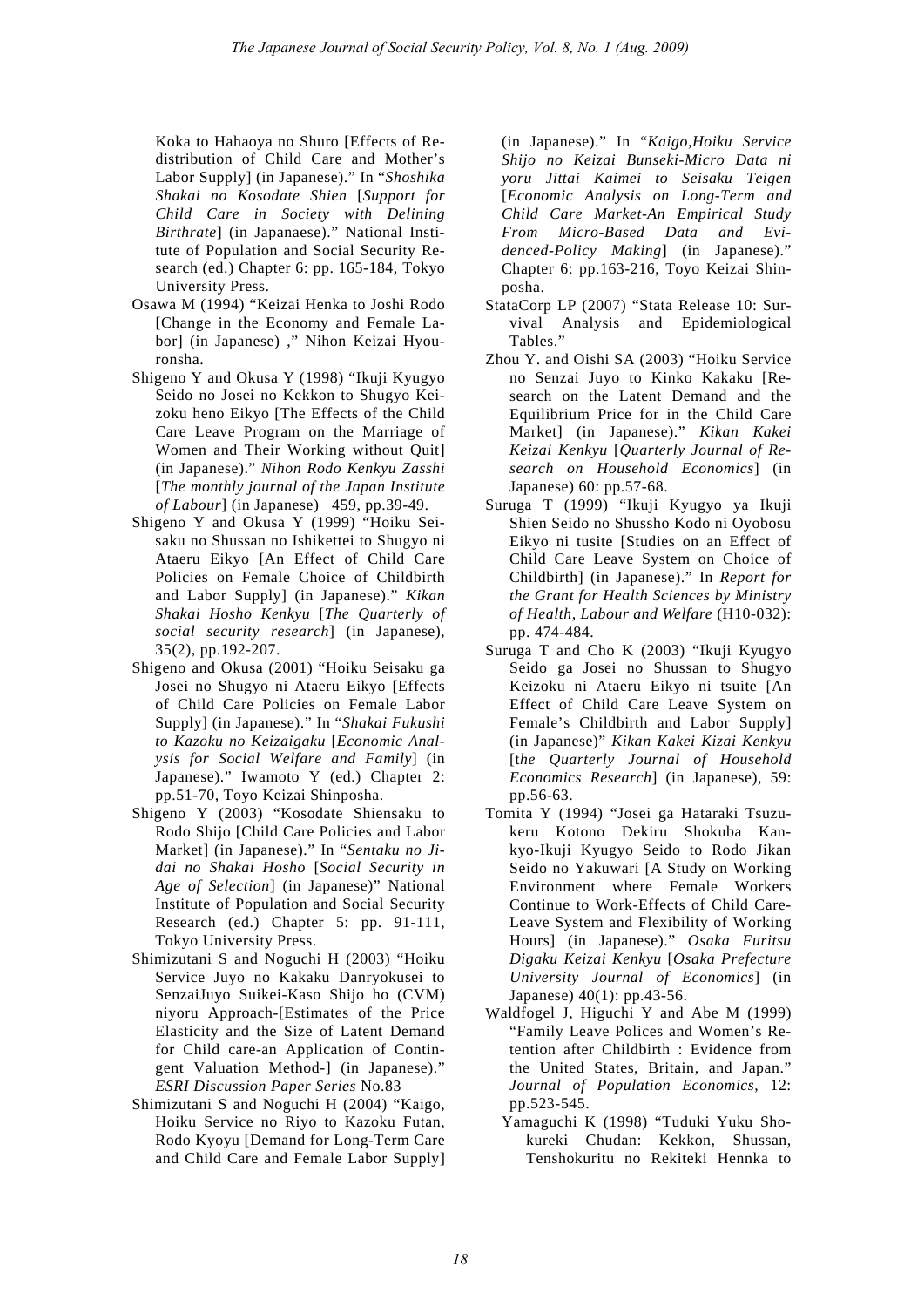Koka to Hahaoya no Shuro [Effects of Redistribution of Child Care and Mother's Labor Supply] (in Japanese)." In "*Shoshika Shakai no Kosodate Shien* [*Support for Child Care in Society with Delining Birthrate*] (in Japanaese)." National Institute of Population and Social Security Research (ed.) Chapter 6: pp. 165-184, Tokyo University Press.

Osawa M (1994) "Keizai Henka to Joshi Rodo [Change in the Economy and Female Labor] (in Japanese) ," Nihon Keizai Hyouronsha.

Shigeno Y and Okusa Y (1998) "Ikuji Kyugyo Seido no Josei no Kekkon to Shugyo Keizoku heno Eikyo [The Effects of the Child Care Leave Program on the Marriage of Women and Their Working without Quit] (in Japanese)." *Nihon Rodo Kenkyu Zasshi* [*The monthly journal of the Japan Institute of Labour*] (in Japanese) 459, pp.39-49.

Shigeno Y and Okusa Y (1999) "Hoiku Seisaku no Shussan no Ishikettei to Shugyo ni Ataeru Eikyo [An Effect of Child Care Policies on Female Choice of Childbirth and Labor Supply] (in Japanese)." *Kikan Shakai Hosho Kenkyu* [*The Quarterly of social security research*] (in Japanese), 35(2), pp.192-207.

Shigeno and Okusa (2001) "Hoiku Seisaku ga Josei no Shugyo ni Ataeru Eikyo [Effects of Child Care Policies on Female Labor Supply] (in Japanese)." In "*Shakai Fukushi to Kazoku no Keizaigaku* [*Economic Analysis for Social Welfare and Family*] (in Japanese)." Iwamoto Y (ed.) Chapter 2: pp.51-70, Toyo Keizai Shinposha.

Shigeno Y (2003) "Kosodate Shiensaku to Rodo Shijo [Child Care Policies and Labor Market] (in Japanese)." In "*Sentaku no Jidai no Shakai Hosho* [*Social Security in Age of Selection*] (in Japanese)" National Institute of Population and Social Security Research (ed.) Chapter 5: pp. 91-111, Tokyo University Press.

Shimizutani S and Noguchi H (2003) "Hoiku Service Juyo no Kakaku Danryokusei to SenzaiJuyo Suikei-Kaso Shijo ho (CVM) niyoru Approach-[Estimates of the Price Elasticity and the Size of Latent Demand for Child care-an Application of Contingent Valuation Method-] (in Japanese)." *ESRI Discussion Paper Series* No.83

Shimizutani S and Noguchi H (2004) "Kaigo, Hoiku Service no Riyo to Kazoku Futan, Rodo Kyoyu [Demand for Long-Term Care and Child Care and Female Labor Supply] (in Japanese)." In "*Kaigo,Hoiku Service Shijo no Keizai Bunseki-Micro Data ni yoru Jittai Kaimei to Seisaku Teigen* [*Economic Analysis on Long-Term and Child Care Market-An Empirical Study From Micro-Based Data and Evidenced-Policy Making*] (in Japanese)." Chapter 6: pp.163-216, Toyo Keizai Shinposha.

StataCorp LP (2007) "Stata Release 10: Survival Analysis and Epidemiological Tables."

Zhou Y. and Oishi SA (2003) "Hoiku Service no Senzai Juyo to Kinko Kakaku [Research on the Latent Demand and the Equilibrium Price for in the Child Care Market] (in Japanese)." *Kikan Kakei Keizai Kenkyu* [*Quarterly Journal of Research on Household Economics*] (in Japanese) 60: pp.57-68.

Suruga T (1999) "Ikuji Kyugyo ya Ikuji Shien Seido no Shussho Kodo ni Oyobosu Eikyo ni tusite [Studies on an Effect of Child Care Leave System on Choice of Childbirth] (in Japanese)." In *Report for the Grant for Health Sciences by Ministry of Health, Labour and Welfare* (H10-032): pp. 474-484.

Suruga T and Cho K (2003) "Ikuji Kyugyo Seido ga Josei no Shussan to Shugyo Keizoku ni Ataeru Eikyo ni tsuite [An Effect of Child Care Leave System on Female's Childbirth and Labor Supply] (in Japanese)" *Kikan Kakei Kizai Kenkyu* [*the Quarterly Journal of Household Economics Research*] (in Japanese), 59: pp.56-63.

Tomita Y (1994) "Josei ga Hataraki Tsuzukeru Kotono Dekiru Shokuba Kankyo-Ikuji Kyugyo Seido to Rodo Jikan Seido no Yakuwari [A Study on Working Environment where Female Workers Continue to Work-Effects of Child Care-Leave System and Flexibility of Working Hours] (in Japanese)." *Osaka Furitsu Digaku Keizai Kenkyu* [*Osaka Prefecture University Journal of Economics*] (in Japanese) 40(1): pp.43-56.

Waldfogel J, Higuchi Y and Abe M (1999) "Family Leave Polices and Women's Retention after Childbirth : Evidence from the United States, Britain, and Japan." *Journal of Population Economics*, 12: pp.523-545.

Yamaguchi K (1998) "Tuduki Yuku Shokureki Chudan: Kekkon, Shussan, Tenshokuritu no Rekiteki Hennka to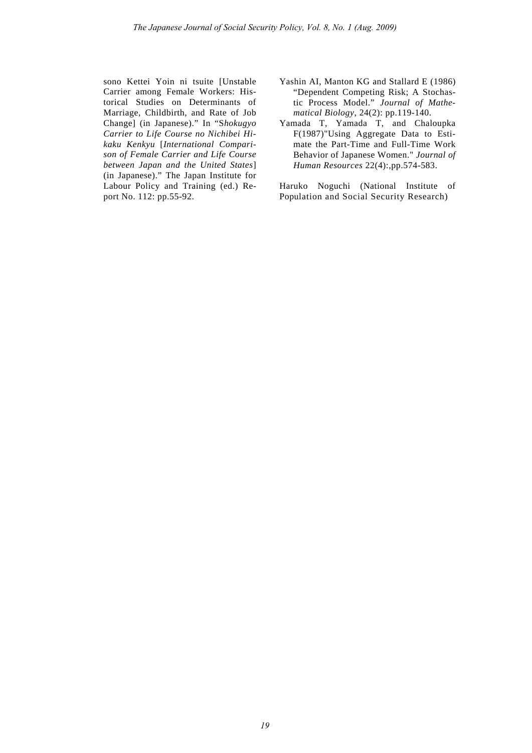sono Kettei Yoin ni tsuite [Unstable Carrier among Female Workers: Historical Studies on Determinants of Marriage, Childbirth, and Rate of Job Change] (in Japanese)." In "S*hokugyo Carrier to Life Course no Nichibei Hikaku Kenkyu* [*International Comparison of Female Carrier and Life Course between Japan and the United States*] (in Japanese)." The Japan Institute for Labour Policy and Training (ed.) Report No. 112: pp.55-92.

Yashin AI, Manton KG and Stallard E (1986) "Dependent Competing Risk; A Stochastic Process Model." *Journal of Mathematical Biology*, 24(2): pp.119-140.

Yamada T, Yamada T, and Chaloupka F(1987)"Using Aggregate Data to Estimate the Part-Time and Full-Time Work Behavior of Japanese Women." *Journal of Human Resources* 22(4):,pp.574-583.

Haruko Noguchi (National Institute of Population and Social Security Research)